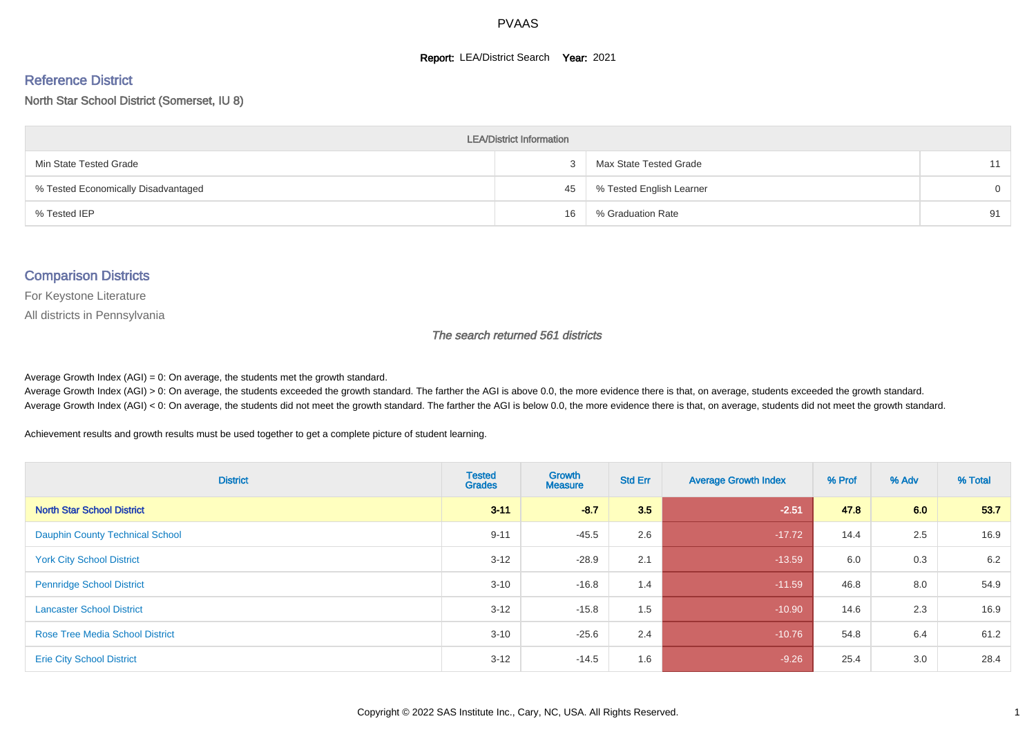# PVAAS

**Report:** LEA/District Search **Year:** 2021

## Reference District

North Star School District (Somerset, IU 8)

| LEA/District Information | | | |
|---|---|---|---|
| Min State Tested Grade | 3 | Max State Tested Grade | 11 |
| % Tested Economically Disadvantaged | 45 | % Tested English Learner | 0 |
| % Tested IEP | 16 | % Graduation Rate | 91 |

## Comparison Districts

For Keystone Literature

All districts in Pennsylvania

*The search returned 561 districts*

Average Growth Index (AGI) = 0: On average, the students met the growth standard.
Average Growth Index (AGI) > 0: On average, the students exceeded the growth standard. The farther the AGI is above 0.0, the more evidence there is that, on average, students exceeded the growth standard.
Average Growth Index (AGI) < 0: On average, the students did not meet the growth standard. The farther the AGI is below 0.0, the more evidence there is that, on average, students did not meet the growth standard.

Achievement results and growth results must be used together to get a complete picture of student learning.

| District | Tested Grades | Growth Measure | Std Err | Average Growth Index | % Prof | % Adv | % Total |
|---|---|---|---|---|---|---|---|
| **North Star School District** | **3-11** | **-8.7** | **3.5** | **-2.51** | **47.8** | **6.0** | **53.7** |
| Dauphin County Technical School | 9-11 | -45.5 | 2.6 | -17.72 | 14.4 | 2.5 | 16.9 |
| York City School District | 3-12 | -28.9 | 2.1 | -13.59 | 6.0 | 0.3 | 6.2 |
| Pennridge School District | 3-10 | -16.8 | 1.4 | -11.59 | 46.8 | 8.0 | 54.9 |
| Lancaster School District | 3-12 | -15.8 | 1.5 | -10.90 | 14.6 | 2.3 | 16.9 |
| Rose Tree Media School District | 3-10 | -25.6 | 2.4 | -10.76 | 54.8 | 6.4 | 61.2 |
| Erie City School District | 3-12 | -14.5 | 1.6 | -9.26 | 25.4 | 3.0 | 28.4 |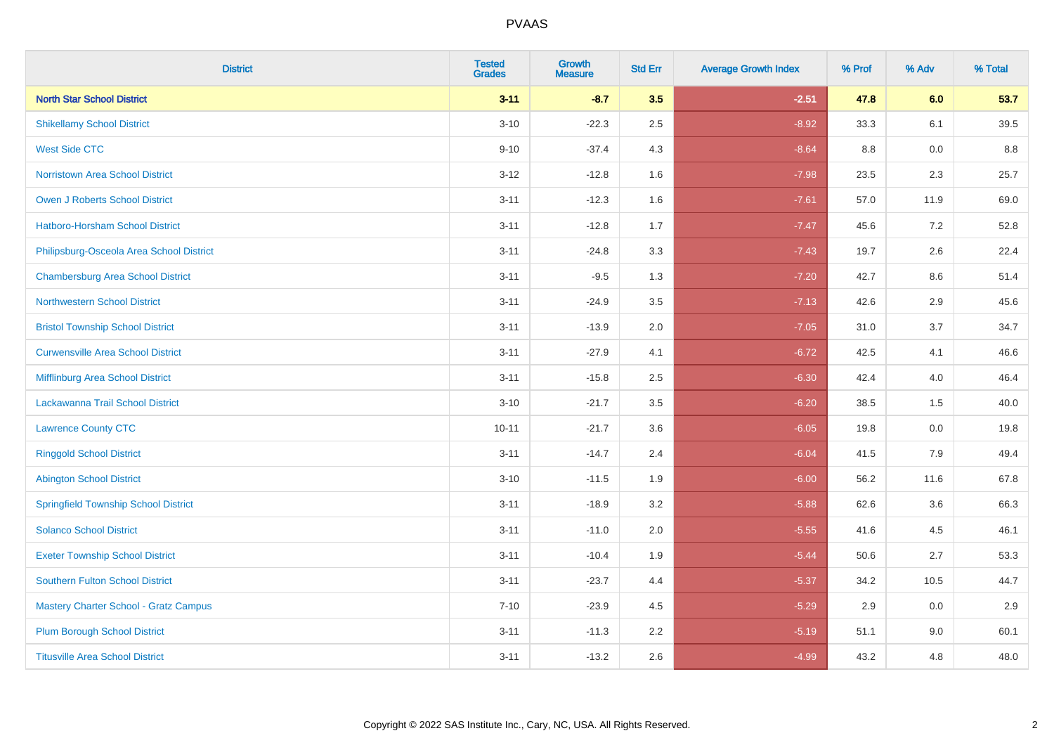# PVAAS

| District | Tested Grades | Growth Measure | Std Err | Average Growth Index | % Prof | % Adv | % Total |
|---|---|---|---|---|---|---|---|
| **North Star School District** | **3-11** | **-8.7** | **3.5** | **-2.51** | **47.8** | **6.0** | **53.7** |
| Shikellamy School District | 3-10 | -22.3 | 2.5 | -8.92 | 33.3 | 6.1 | 39.5 |
| West Side CTC | 9-10 | -37.4 | 4.3 | -8.64 | 8.8 | 0.0 | 8.8 |
| Norristown Area School District | 3-12 | -12.8 | 1.6 | -7.98 | 23.5 | 2.3 | 25.7 |
| Owen J Roberts School District | 3-11 | -12.3 | 1.6 | -7.61 | 57.0 | 11.9 | 69.0 |
| Hatboro-Horsham School District | 3-11 | -12.8 | 1.7 | -7.47 | 45.6 | 7.2 | 52.8 |
| Philipsburg-Osceola Area School District | 3-11 | -24.8 | 3.3 | -7.43 | 19.7 | 2.6 | 22.4 |
| Chambersburg Area School District | 3-11 | -9.5 | 1.3 | -7.20 | 42.7 | 8.6 | 51.4 |
| Northwestern School District | 3-11 | -24.9 | 3.5 | -7.13 | 42.6 | 2.9 | 45.6 |
| Bristol Township School District | 3-11 | -13.9 | 2.0 | -7.05 | 31.0 | 3.7 | 34.7 |
| Curwensville Area School District | 3-11 | -27.9 | 4.1 | -6.72 | 42.5 | 4.1 | 46.6 |
| Mifflinburg Area School District | 3-11 | -15.8 | 2.5 | -6.30 | 42.4 | 4.0 | 46.4 |
| Lackawanna Trail School District | 3-10 | -21.7 | 3.5 | -6.20 | 38.5 | 1.5 | 40.0 |
| Lawrence County CTC | 10-11 | -21.7 | 3.6 | -6.05 | 19.8 | 0.0 | 19.8 |
| Ringgold School District | 3-11 | -14.7 | 2.4 | -6.04 | 41.5 | 7.9 | 49.4 |
| Abington School District | 3-10 | -11.5 | 1.9 | -6.00 | 56.2 | 11.6 | 67.8 |
| Springfield Township School District | 3-11 | -18.9 | 3.2 | -5.88 | 62.6 | 3.6 | 66.3 |
| Solanco School District | 3-11 | -11.0 | 2.0 | -5.55 | 41.6 | 4.5 | 46.1 |
| Exeter Township School District | 3-11 | -10.4 | 1.9 | -5.44 | 50.6 | 2.7 | 53.3 |
| Southern Fulton School District | 3-11 | -23.7 | 4.4 | -5.37 | 34.2 | 10.5 | 44.7 |
| Mastery Charter School - Gratz Campus | 7-10 | -23.9 | 4.5 | -5.29 | 2.9 | 0.0 | 2.9 |
| Plum Borough School District | 3-11 | -11.3 | 2.2 | -5.19 | 51.1 | 9.0 | 60.1 |
| Titusville Area School District | 3-11 | -13.2 | 2.6 | -4.99 | 43.2 | 4.8 | 48.0 |

Copyright © 2022 SAS Institute Inc., Cary, NC, USA. All Rights Reserved.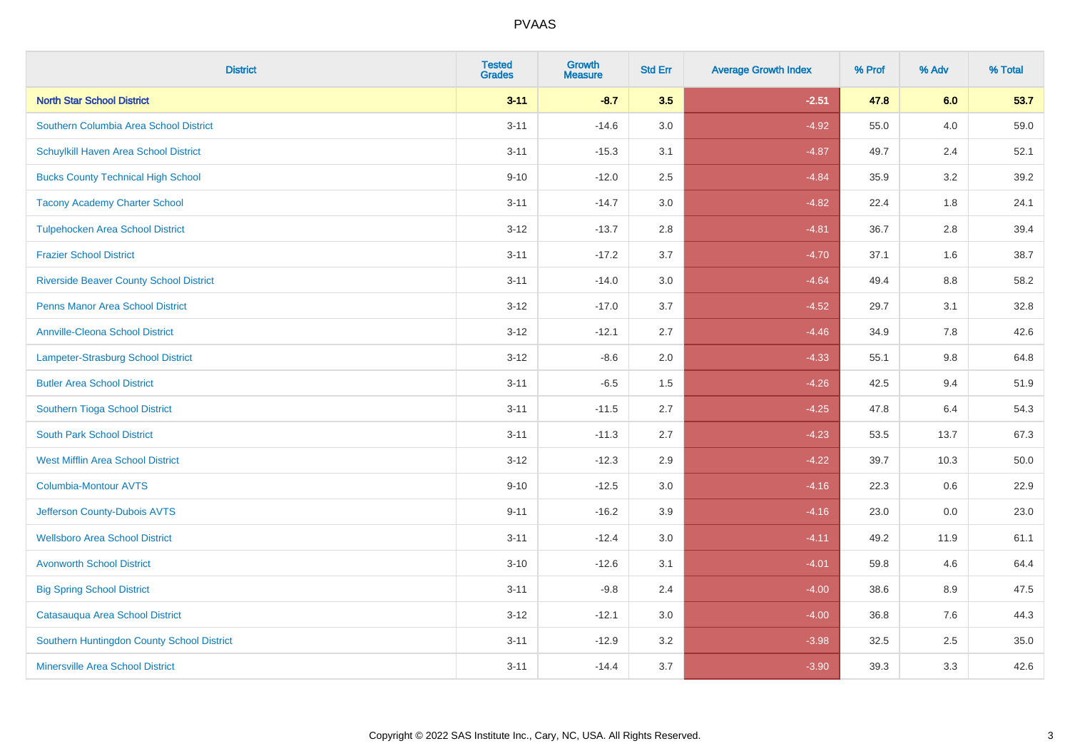| District | Tested Grades | Growth Measure | Std Err | Average Growth Index | % Prof | % Adv | % Total |
|---|---|---|---|---|---|---|---|
| **North Star School District** | **3-11** | **-8.7** | **3.5** | **-2.51** | **47.8** | **6.0** | **53.7** |
| Southern Columbia Area School District | 3-11 | -14.6 | 3.0 | -4.92 | 55.0 | 4.0 | 59.0 |
| Schuylkill Haven Area School District | 3-11 | -15.3 | 3.1 | -4.87 | 49.7 | 2.4 | 52.1 |
| Bucks County Technical High School | 9-10 | -12.0 | 2.5 | -4.84 | 35.9 | 3.2 | 39.2 |
| Tacony Academy Charter School | 3-11 | -14.7 | 3.0 | -4.82 | 22.4 | 1.8 | 24.1 |
| Tulpehocken Area School District | 3-12 | -13.7 | 2.8 | -4.81 | 36.7 | 2.8 | 39.4 |
| Frazier School District | 3-11 | -17.2 | 3.7 | -4.70 | 37.1 | 1.6 | 38.7 |
| Riverside Beaver County School District | 3-11 | -14.0 | 3.0 | -4.64 | 49.4 | 8.8 | 58.2 |
| Penns Manor Area School District | 3-12 | -17.0 | 3.7 | -4.52 | 29.7 | 3.1 | 32.8 |
| Annville-Cleona School District | 3-12 | -12.1 | 2.7 | -4.46 | 34.9 | 7.8 | 42.6 |
| Lampeter-Strasburg School District | 3-12 | -8.6 | 2.0 | -4.33 | 55.1 | 9.8 | 64.8 |
| Butler Area School District | 3-11 | -6.5 | 1.5 | -4.26 | 42.5 | 9.4 | 51.9 |
| Southern Tioga School District | 3-11 | -11.5 | 2.7 | -4.25 | 47.8 | 6.4 | 54.3 |
| South Park School District | 3-11 | -11.3 | 2.7 | -4.23 | 53.5 | 13.7 | 67.3 |
| West Mifflin Area School District | 3-12 | -12.3 | 2.9 | -4.22 | 39.7 | 10.3 | 50.0 |
| Columbia-Montour AVTS | 9-10 | -12.5 | 3.0 | -4.16 | 22.3 | 0.6 | 22.9 |
| Jefferson County-Dubois AVTS | 9-11 | -16.2 | 3.9 | -4.16 | 23.0 | 0.0 | 23.0 |
| Wellsboro Area School District | 3-11 | -12.4 | 3.0 | -4.11 | 49.2 | 11.9 | 61.1 |
| Avonworth School District | 3-10 | -12.6 | 3.1 | -4.01 | 59.8 | 4.6 | 64.4 |
| Big Spring School District | 3-11 | -9.8 | 2.4 | -4.00 | 38.6 | 8.9 | 47.5 |
| Catasauqua Area School District | 3-12 | -12.1 | 3.0 | -4.00 | 36.8 | 7.6 | 44.3 |
| Southern Huntingdon County School District | 3-11 | -12.9 | 3.2 | -3.98 | 32.5 | 2.5 | 35.0 |
| Minersville Area School District | 3-11 | -14.4 | 3.7 | -3.90 | 39.3 | 3.3 | 42.6 |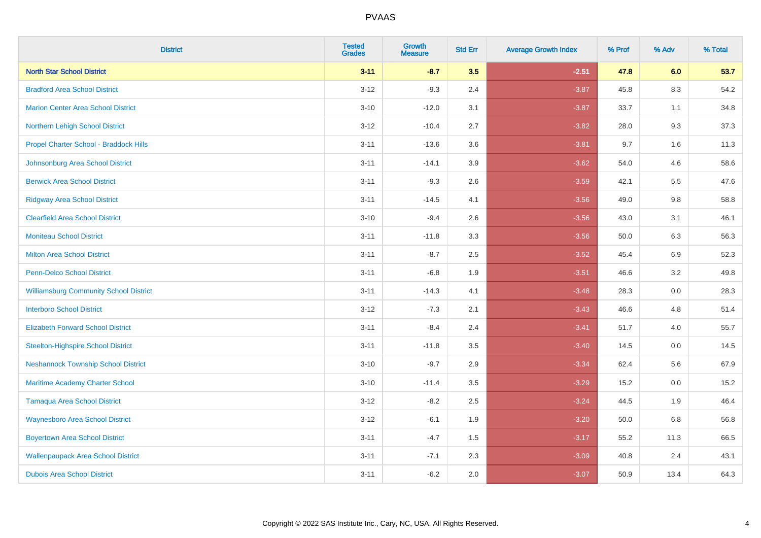# PVAAS

| District | Tested Grades | Growth Measure | Std Err | Average Growth Index | % Prof | % Adv | % Total |
|---|---|---|---|---|---|---|---|
| **North Star School District** | **3-11** | **-8.7** | **3.5** | **-2.51** | **47.8** | **6.0** | **53.7** |
| Bradford Area School District | 3-12 | -9.3 | 2.4 | -3.87 | 45.8 | 8.3 | 54.2 |
| Marion Center Area School District | 3-10 | -12.0 | 3.1 | -3.87 | 33.7 | 1.1 | 34.8 |
| Northern Lehigh School District | 3-12 | -10.4 | 2.7 | -3.82 | 28.0 | 9.3 | 37.3 |
| Propel Charter School - Braddock Hills | 3-11 | -13.6 | 3.6 | -3.81 | 9.7 | 1.6 | 11.3 |
| Johnsonburg Area School District | 3-11 | -14.1 | 3.9 | -3.62 | 54.0 | 4.6 | 58.6 |
| Berwick Area School District | 3-11 | -9.3 | 2.6 | -3.59 | 42.1 | 5.5 | 47.6 |
| Ridgway Area School District | 3-11 | -14.5 | 4.1 | -3.56 | 49.0 | 9.8 | 58.8 |
| Clearfield Area School District | 3-10 | -9.4 | 2.6 | -3.56 | 43.0 | 3.1 | 46.1 |
| Moniteau School District | 3-11 | -11.8 | 3.3 | -3.56 | 50.0 | 6.3 | 56.3 |
| Milton Area School District | 3-11 | -8.7 | 2.5 | -3.52 | 45.4 | 6.9 | 52.3 |
| Penn-Delco School District | 3-11 | -6.8 | 1.9 | -3.51 | 46.6 | 3.2 | 49.8 |
| Williamsburg Community School District | 3-11 | -14.3 | 4.1 | -3.48 | 28.3 | 0.0 | 28.3 |
| Interboro School District | 3-12 | -7.3 | 2.1 | -3.43 | 46.6 | 4.8 | 51.4 |
| Elizabeth Forward School District | 3-11 | -8.4 | 2.4 | -3.41 | 51.7 | 4.0 | 55.7 |
| Steelton-Highspire School District | 3-11 | -11.8 | 3.5 | -3.40 | 14.5 | 0.0 | 14.5 |
| Neshannock Township School District | 3-10 | -9.7 | 2.9 | -3.34 | 62.4 | 5.6 | 67.9 |
| Maritime Academy Charter School | 3-10 | -11.4 | 3.5 | -3.29 | 15.2 | 0.0 | 15.2 |
| Tamaqua Area School District | 3-12 | -8.2 | 2.5 | -3.24 | 44.5 | 1.9 | 46.4 |
| Waynesboro Area School District | 3-12 | -6.1 | 1.9 | -3.20 | 50.0 | 6.8 | 56.8 |
| Boyertown Area School District | 3-11 | -4.7 | 1.5 | -3.17 | 55.2 | 11.3 | 66.5 |
| Wallenpaupack Area School District | 3-11 | -7.1 | 2.3 | -3.09 | 40.8 | 2.4 | 43.1 |
| Dubois Area School District | 3-11 | -6.2 | 2.0 | -3.07 | 50.9 | 13.4 | 64.3 |

Copyright © 2022 SAS Institute Inc., Cary, NC, USA. All Rights Reserved.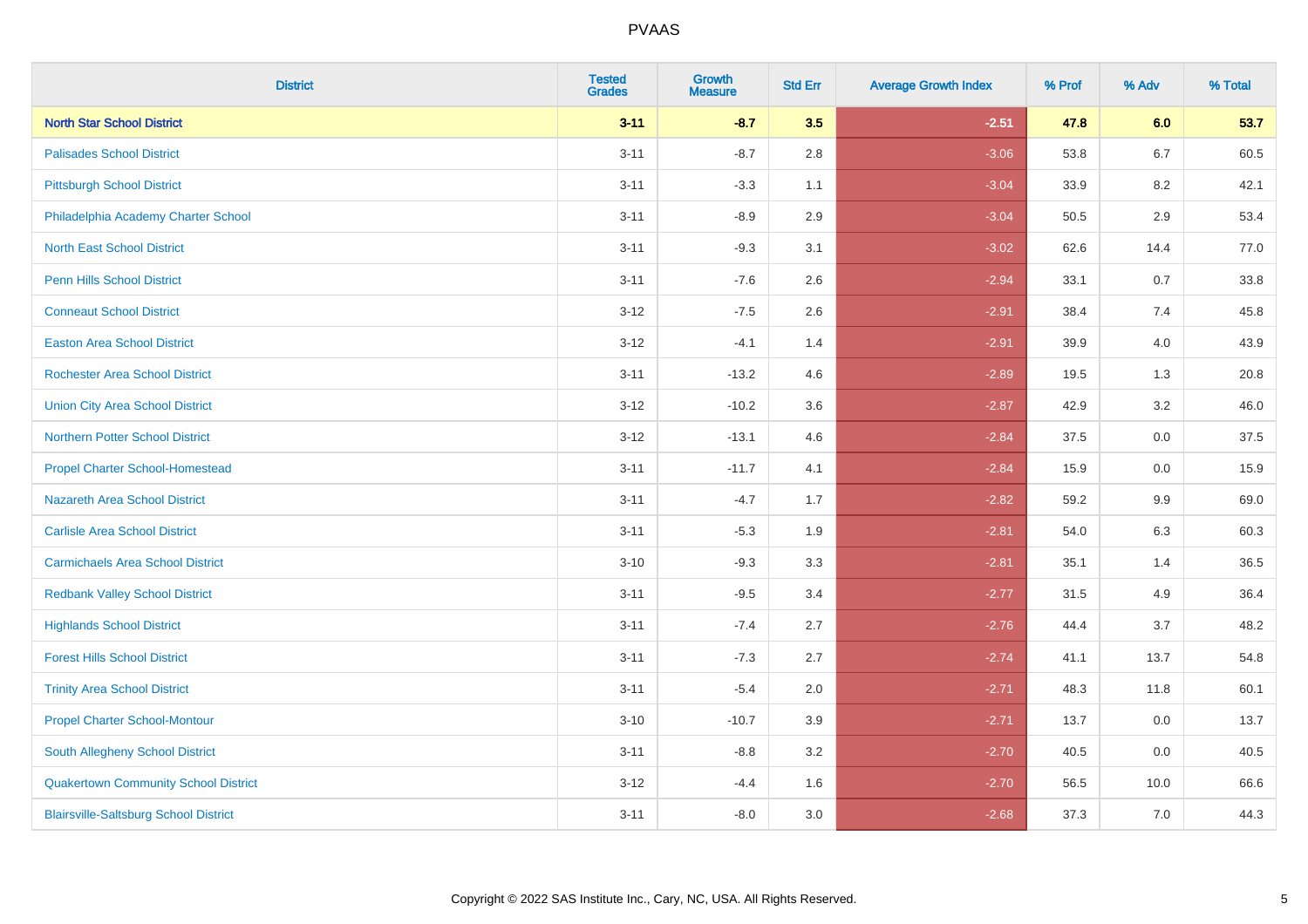| District | Tested Grades | Growth Measure | Std Err | Average Growth Index | % Prof | % Adv | % Total |
|---|---|---|---|---|---|---|---|
| **North Star School District** | **3-11** | **-8.7** | **3.5** | **-2.51** | **47.8** | **6.0** | **53.7** |
| Palisades School District | 3-11 | -8.7 | 2.8 | -3.06 | 53.8 | 6.7 | 60.5 |
| Pittsburgh School District | 3-11 | -3.3 | 1.1 | -3.04 | 33.9 | 8.2 | 42.1 |
| Philadelphia Academy Charter School | 3-11 | -8.9 | 2.9 | -3.04 | 50.5 | 2.9 | 53.4 |
| North East School District | 3-11 | -9.3 | 3.1 | -3.02 | 62.6 | 14.4 | 77.0 |
| Penn Hills School District | 3-11 | -7.6 | 2.6 | -2.94 | 33.1 | 0.7 | 33.8 |
| Conneaut School District | 3-12 | -7.5 | 2.6 | -2.91 | 38.4 | 7.4 | 45.8 |
| Easton Area School District | 3-12 | -4.1 | 1.4 | -2.91 | 39.9 | 4.0 | 43.9 |
| Rochester Area School District | 3-11 | -13.2 | 4.6 | -2.89 | 19.5 | 1.3 | 20.8 |
| Union City Area School District | 3-12 | -10.2 | 3.6 | -2.87 | 42.9 | 3.2 | 46.0 |
| Northern Potter School District | 3-12 | -13.1 | 4.6 | -2.84 | 37.5 | 0.0 | 37.5 |
| Propel Charter School-Homestead | 3-11 | -11.7 | 4.1 | -2.84 | 15.9 | 0.0 | 15.9 |
| Nazareth Area School District | 3-11 | -4.7 | 1.7 | -2.82 | 59.2 | 9.9 | 69.0 |
| Carlisle Area School District | 3-11 | -5.3 | 1.9 | -2.81 | 54.0 | 6.3 | 60.3 |
| Carmichaels Area School District | 3-10 | -9.3 | 3.3 | -2.81 | 35.1 | 1.4 | 36.5 |
| Redbank Valley School District | 3-11 | -9.5 | 3.4 | -2.77 | 31.5 | 4.9 | 36.4 |
| Highlands School District | 3-11 | -7.4 | 2.7 | -2.76 | 44.4 | 3.7 | 48.2 |
| Forest Hills School District | 3-11 | -7.3 | 2.7 | -2.74 | 41.1 | 13.7 | 54.8 |
| Trinity Area School District | 3-11 | -5.4 | 2.0 | -2.71 | 48.3 | 11.8 | 60.1 |
| Propel Charter School-Montour | 3-10 | -10.7 | 3.9 | -2.71 | 13.7 | 0.0 | 13.7 |
| South Allegheny School District | 3-11 | -8.8 | 3.2 | -2.70 | 40.5 | 0.0 | 40.5 |
| Quakertown Community School District | 3-12 | -4.4 | 1.6 | -2.70 | 56.5 | 10.0 | 66.6 |
| Blairsville-Saltsburg School District | 3-11 | -8.0 | 3.0 | -2.68 | 37.3 | 7.0 | 44.3 |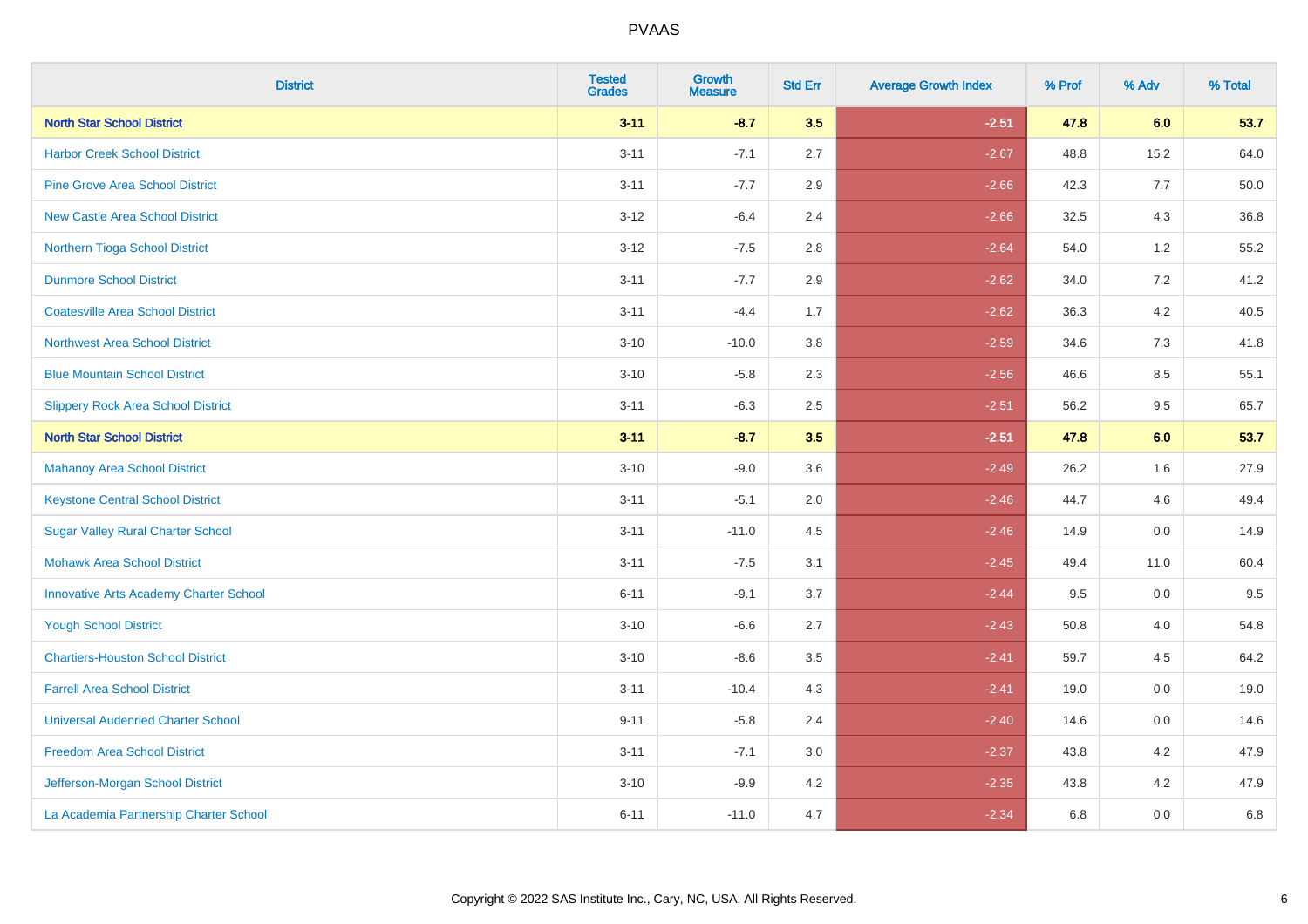# PVAAS

| District | Tested Grades | Growth Measure | Std Err | Average Growth Index | % Prof | % Adv | % Total |
|---|---|---|---|---|---|---|---|
| **North Star School District** | **3-11** | **-8.7** | **3.5** | **-2.51** | **47.8** | **6.0** | **53.7** |
| Harbor Creek School District | 3-11 | -7.1 | 2.7 | -2.67 | 48.8 | 15.2 | 64.0 |
| Pine Grove Area School District | 3-11 | -7.7 | 2.9 | -2.66 | 42.3 | 7.7 | 50.0 |
| New Castle Area School District | 3-12 | -6.4 | 2.4 | -2.66 | 32.5 | 4.3 | 36.8 |
| Northern Tioga School District | 3-12 | -7.5 | 2.8 | -2.64 | 54.0 | 1.2 | 55.2 |
| Dunmore School District | 3-11 | -7.7 | 2.9 | -2.62 | 34.0 | 7.2 | 41.2 |
| Coatesville Area School District | 3-11 | -4.4 | 1.7 | -2.62 | 36.3 | 4.2 | 40.5 |
| Northwest Area School District | 3-10 | -10.0 | 3.8 | -2.59 | 34.6 | 7.3 | 41.8 |
| Blue Mountain School District | 3-10 | -5.8 | 2.3 | -2.56 | 46.6 | 8.5 | 55.1 |
| Slippery Rock Area School District | 3-11 | -6.3 | 2.5 | -2.51 | 56.2 | 9.5 | 65.7 |
| **North Star School District** | **3-11** | **-8.7** | **3.5** | **-2.51** | **47.8** | **6.0** | **53.7** |
| Mahanoy Area School District | 3-10 | -9.0 | 3.6 | -2.49 | 26.2 | 1.6 | 27.9 |
| Keystone Central School District | 3-11 | -5.1 | 2.0 | -2.46 | 44.7 | 4.6 | 49.4 |
| Sugar Valley Rural Charter School | 3-11 | -11.0 | 4.5 | -2.46 | 14.9 | 0.0 | 14.9 |
| Mohawk Area School District | 3-11 | -7.5 | 3.1 | -2.45 | 49.4 | 11.0 | 60.4 |
| Innovative Arts Academy Charter School | 6-11 | -9.1 | 3.7 | -2.44 | 9.5 | 0.0 | 9.5 |
| Yough School District | 3-10 | -6.6 | 2.7 | -2.43 | 50.8 | 4.0 | 54.8 |
| Chartiers-Houston School District | 3-10 | -8.6 | 3.5 | -2.41 | 59.7 | 4.5 | 64.2 |
| Farrell Area School District | 3-11 | -10.4 | 4.3 | -2.41 | 19.0 | 0.0 | 19.0 |
| Universal Audenried Charter School | 9-11 | -5.8 | 2.4 | -2.40 | 14.6 | 0.0 | 14.6 |
| Freedom Area School District | 3-11 | -7.1 | 3.0 | -2.37 | 43.8 | 4.2 | 47.9 |
| Jefferson-Morgan School District | 3-10 | -9.9 | 4.2 | -2.35 | 43.8 | 4.2 | 47.9 |
| La Academia Partnership Charter School | 6-11 | -11.0 | 4.7 | -2.34 | 6.8 | 0.0 | 6.8 |

Copyright © 2022 SAS Institute Inc., Cary, NC, USA. All Rights Reserved.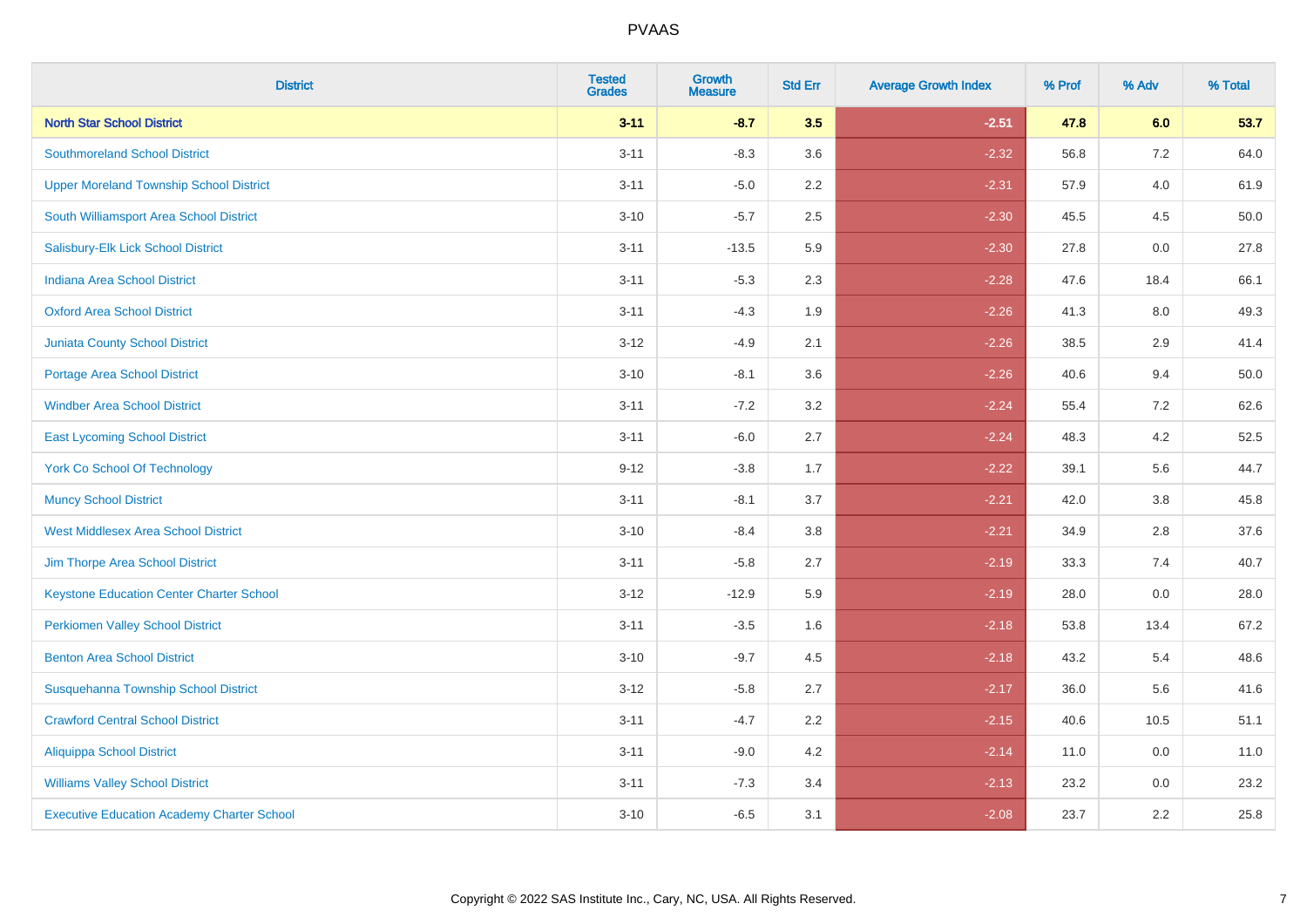| District | Tested Grades | Growth Measure | Std Err | Average Growth Index | % Prof | % Adv | % Total |
|---|---|---|---|---|---|---|---|
| **North Star School District** | **3-11** | **-8.7** | **3.5** | **-2.51** | **47.8** | **6.0** | **53.7** |
| Southmoreland School District | 3-11 | -8.3 | 3.6 | -2.32 | 56.8 | 7.2 | 64.0 |
| Upper Moreland Township School District | 3-11 | -5.0 | 2.2 | -2.31 | 57.9 | 4.0 | 61.9 |
| South Williamsport Area School District | 3-10 | -5.7 | 2.5 | -2.30 | 45.5 | 4.5 | 50.0 |
| Salisbury-Elk Lick School District | 3-11 | -13.5 | 5.9 | -2.30 | 27.8 | 0.0 | 27.8 |
| Indiana Area School District | 3-11 | -5.3 | 2.3 | -2.28 | 47.6 | 18.4 | 66.1 |
| Oxford Area School District | 3-11 | -4.3 | 1.9 | -2.26 | 41.3 | 8.0 | 49.3 |
| Juniata County School District | 3-12 | -4.9 | 2.1 | -2.26 | 38.5 | 2.9 | 41.4 |
| Portage Area School District | 3-10 | -8.1 | 3.6 | -2.26 | 40.6 | 9.4 | 50.0 |
| Windber Area School District | 3-11 | -7.2 | 3.2 | -2.24 | 55.4 | 7.2 | 62.6 |
| East Lycoming School District | 3-11 | -6.0 | 2.7 | -2.24 | 48.3 | 4.2 | 52.5 |
| York Co School Of Technology | 9-12 | -3.8 | 1.7 | -2.22 | 39.1 | 5.6 | 44.7 |
| Muncy School District | 3-11 | -8.1 | 3.7 | -2.21 | 42.0 | 3.8 | 45.8 |
| West Middlesex Area School District | 3-10 | -8.4 | 3.8 | -2.21 | 34.9 | 2.8 | 37.6 |
| Jim Thorpe Area School District | 3-11 | -5.8 | 2.7 | -2.19 | 33.3 | 7.4 | 40.7 |
| Keystone Education Center Charter School | 3-12 | -12.9 | 5.9 | -2.19 | 28.0 | 0.0 | 28.0 |
| Perkiomen Valley School District | 3-11 | -3.5 | 1.6 | -2.18 | 53.8 | 13.4 | 67.2 |
| Benton Area School District | 3-10 | -9.7 | 4.5 | -2.18 | 43.2 | 5.4 | 48.6 |
| Susquehanna Township School District | 3-12 | -5.8 | 2.7 | -2.17 | 36.0 | 5.6 | 41.6 |
| Crawford Central School District | 3-11 | -4.7 | 2.2 | -2.15 | 40.6 | 10.5 | 51.1 |
| Aliquippa School District | 3-11 | -9.0 | 4.2 | -2.14 | 11.0 | 0.0 | 11.0 |
| Williams Valley School District | 3-11 | -7.3 | 3.4 | -2.13 | 23.2 | 0.0 | 23.2 |
| Executive Education Academy Charter School | 3-10 | -6.5 | 3.1 | -2.08 | 23.7 | 2.2 | 25.8 |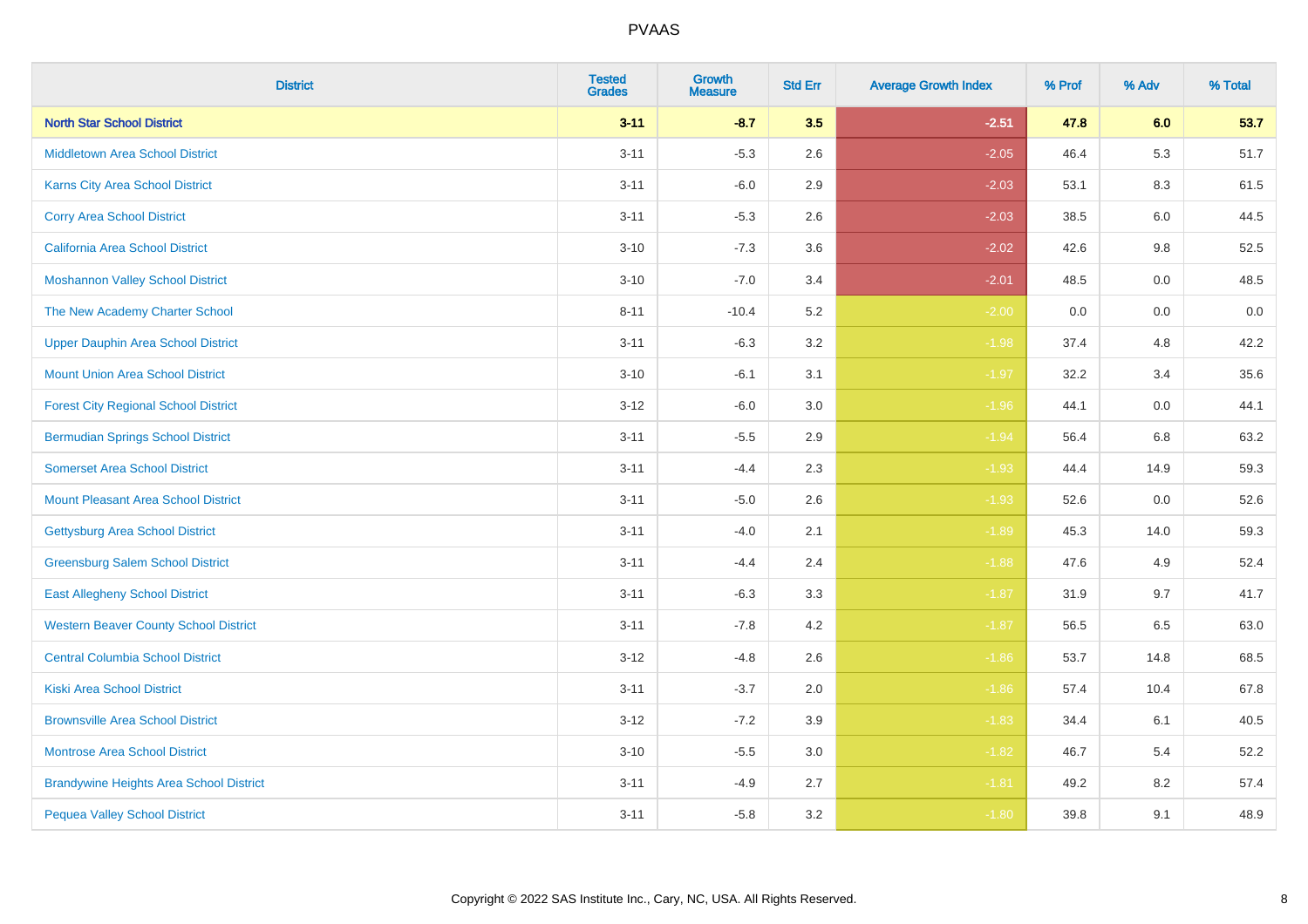PVAAS

| District | Tested Grades | Growth Measure | Std Err | Average Growth Index | % Prof | % Adv | % Total |
|---|---|---|---|---|---|---|---|
| **North Star School District** | **3-11** | **-8.7** | **3.5** | **-2.51** | **47.8** | **6.0** | **53.7** |
| Middletown Area School District | 3-11 | -5.3 | 2.6 | -2.05 | 46.4 | 5.3 | 51.7 |
| Karns City Area School District | 3-11 | -6.0 | 2.9 | -2.03 | 53.1 | 8.3 | 61.5 |
| Corry Area School District | 3-11 | -5.3 | 2.6 | -2.03 | 38.5 | 6.0 | 44.5 |
| California Area School District | 3-10 | -7.3 | 3.6 | -2.02 | 42.6 | 9.8 | 52.5 |
| Moshannon Valley School District | 3-10 | -7.0 | 3.4 | -2.01 | 48.5 | 0.0 | 48.5 |
| The New Academy Charter School | 8-11 | -10.4 | 5.2 | -2.00 | 0.0 | 0.0 | 0.0 |
| Upper Dauphin Area School District | 3-11 | -6.3 | 3.2 | -1.98 | 37.4 | 4.8 | 42.2 |
| Mount Union Area School District | 3-10 | -6.1 | 3.1 | -1.97 | 32.2 | 3.4 | 35.6 |
| Forest City Regional School District | 3-12 | -6.0 | 3.0 | -1.96 | 44.1 | 0.0 | 44.1 |
| Bermudian Springs School District | 3-11 | -5.5 | 2.9 | -1.94 | 56.4 | 6.8 | 63.2 |
| Somerset Area School District | 3-11 | -4.4 | 2.3 | -1.93 | 44.4 | 14.9 | 59.3 |
| Mount Pleasant Area School District | 3-11 | -5.0 | 2.6 | -1.93 | 52.6 | 0.0 | 52.6 |
| Gettysburg Area School District | 3-11 | -4.0 | 2.1 | -1.89 | 45.3 | 14.0 | 59.3 |
| Greensburg Salem School District | 3-11 | -4.4 | 2.4 | -1.88 | 47.6 | 4.9 | 52.4 |
| East Allegheny School District | 3-11 | -6.3 | 3.3 | -1.87 | 31.9 | 9.7 | 41.7 |
| Western Beaver County School District | 3-11 | -7.8 | 4.2 | -1.87 | 56.5 | 6.5 | 63.0 |
| Central Columbia School District | 3-12 | -4.8 | 2.6 | -1.86 | 53.7 | 14.8 | 68.5 |
| Kiski Area School District | 3-11 | -3.7 | 2.0 | -1.86 | 57.4 | 10.4 | 67.8 |
| Brownsville Area School District | 3-12 | -7.2 | 3.9 | -1.83 | 34.4 | 6.1 | 40.5 |
| Montrose Area School District | 3-10 | -5.5 | 3.0 | -1.82 | 46.7 | 5.4 | 52.2 |
| Brandywine Heights Area School District | 3-11 | -4.9 | 2.7 | -1.81 | 49.2 | 8.2 | 57.4 |
| Pequea Valley School District | 3-11 | -5.8 | 3.2 | -1.80 | 39.8 | 9.1 | 48.9 |

Copyright © 2022 SAS Institute Inc., Cary, NC, USA. All Rights Reserved.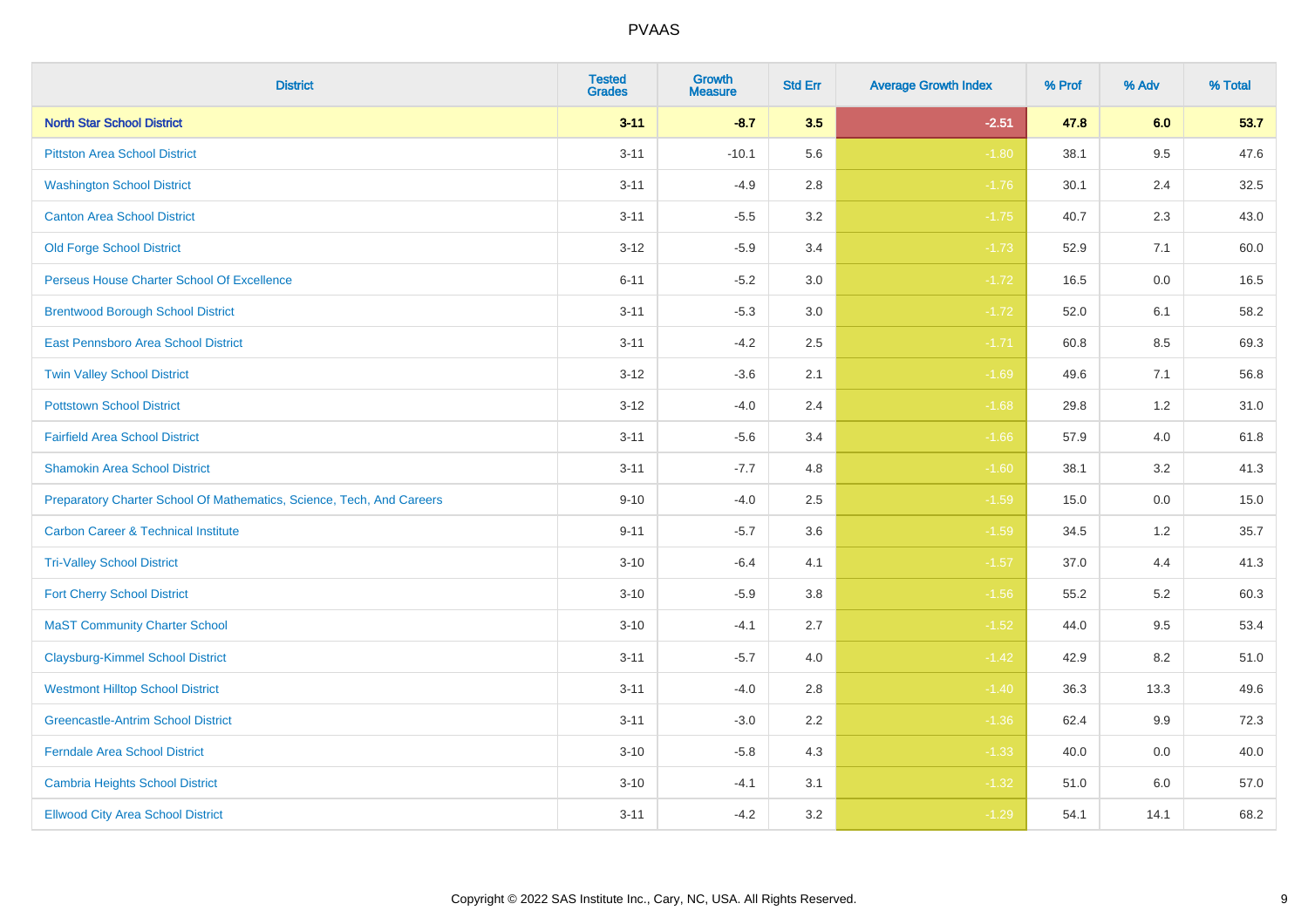| District | Tested Grades | Growth Measure | Std Err | Average Growth Index | % Prof | % Adv | % Total |
|---|---|---|---|---|---|---|---|
| **North Star School District** | **3-11** | **-8.7** | **3.5** | **-2.51** | **47.8** | **6.0** | **53.7** |
| Pittston Area School District | 3-11 | -10.1 | 5.6 | -1.80 | 38.1 | 9.5 | 47.6 |
| Washington School District | 3-11 | -4.9 | 2.8 | -1.76 | 30.1 | 2.4 | 32.5 |
| Canton Area School District | 3-11 | -5.5 | 3.2 | -1.75 | 40.7 | 2.3 | 43.0 |
| Old Forge School District | 3-12 | -5.9 | 3.4 | -1.73 | 52.9 | 7.1 | 60.0 |
| Perseus House Charter School Of Excellence | 6-11 | -5.2 | 3.0 | -1.72 | 16.5 | 0.0 | 16.5 |
| Brentwood Borough School District | 3-11 | -5.3 | 3.0 | -1.72 | 52.0 | 6.1 | 58.2 |
| East Pennsboro Area School District | 3-11 | -4.2 | 2.5 | -1.71 | 60.8 | 8.5 | 69.3 |
| Twin Valley School District | 3-12 | -3.6 | 2.1 | -1.69 | 49.6 | 7.1 | 56.8 |
| Pottstown School District | 3-12 | -4.0 | 2.4 | -1.68 | 29.8 | 1.2 | 31.0 |
| Fairfield Area School District | 3-11 | -5.6 | 3.4 | -1.66 | 57.9 | 4.0 | 61.8 |
| Shamokin Area School District | 3-11 | -7.7 | 4.8 | -1.60 | 38.1 | 3.2 | 41.3 |
| Preparatory Charter School Of Mathematics, Science, Tech, And Careers | 9-10 | -4.0 | 2.5 | -1.59 | 15.0 | 0.0 | 15.0 |
| Carbon Career & Technical Institute | 9-11 | -5.7 | 3.6 | -1.59 | 34.5 | 1.2 | 35.7 |
| Tri-Valley School District | 3-10 | -6.4 | 4.1 | -1.57 | 37.0 | 4.4 | 41.3 |
| Fort Cherry School District | 3-10 | -5.9 | 3.8 | -1.56 | 55.2 | 5.2 | 60.3 |
| MaST Community Charter School | 3-10 | -4.1 | 2.7 | -1.52 | 44.0 | 9.5 | 53.4 |
| Claysburg-Kimmel School District | 3-11 | -5.7 | 4.0 | -1.42 | 42.9 | 8.2 | 51.0 |
| Westmont Hilltop School District | 3-11 | -4.0 | 2.8 | -1.40 | 36.3 | 13.3 | 49.6 |
| Greencastle-Antrim School District | 3-11 | -3.0 | 2.2 | -1.36 | 62.4 | 9.9 | 72.3 |
| Ferndale Area School District | 3-10 | -5.8 | 4.3 | -1.33 | 40.0 | 0.0 | 40.0 |
| Cambria Heights School District | 3-10 | -4.1 | 3.1 | -1.32 | 51.0 | 6.0 | 57.0 |
| Ellwood City Area School District | 3-11 | -4.2 | 3.2 | -1.29 | 54.1 | 14.1 | 68.2 |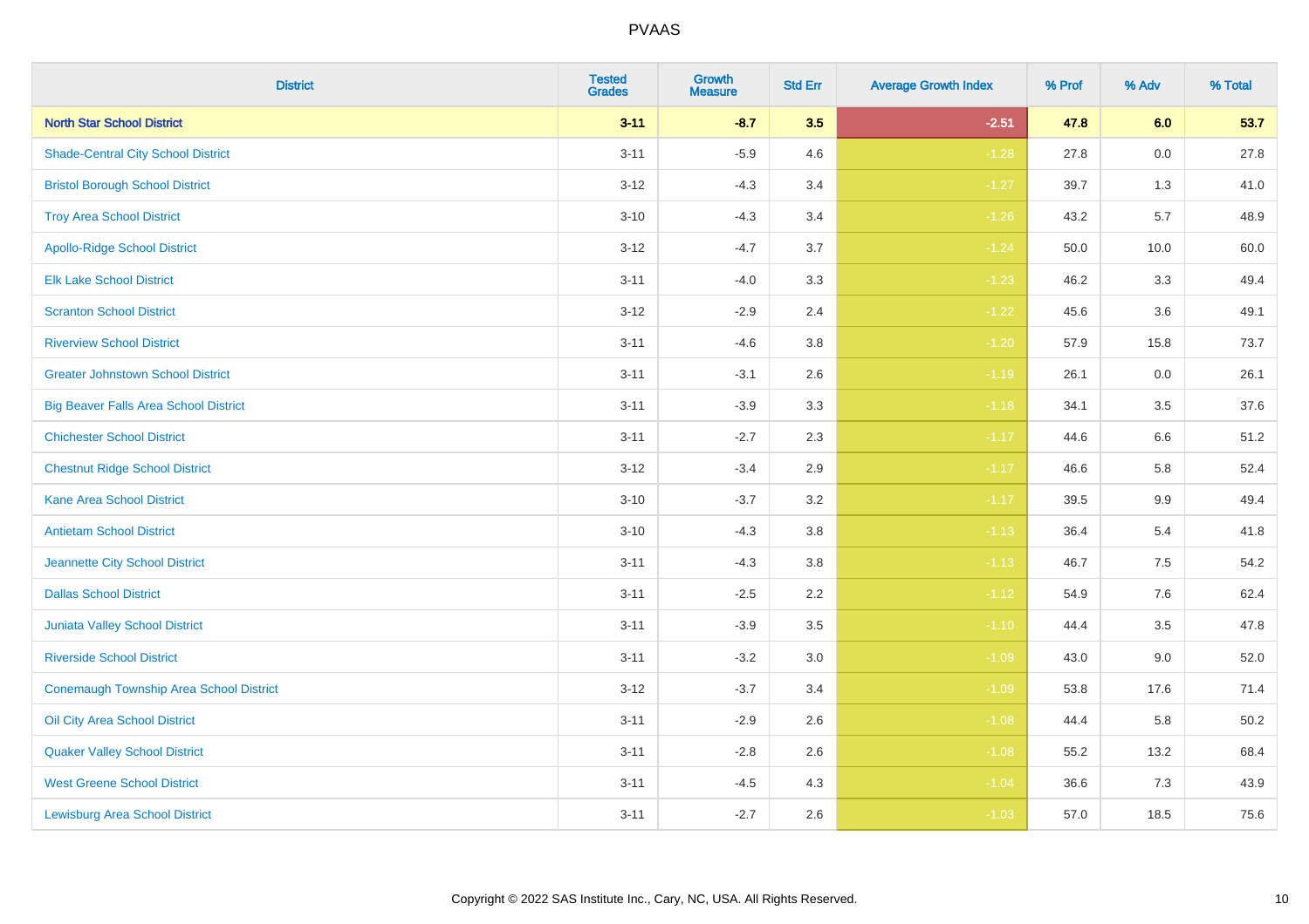| District | Tested Grades | Growth Measure | Std Err | Average Growth Index | % Prof | % Adv | % Total |
|---|---|---|---|---|---|---|---|
| **North Star School District** | **3-11** | **-8.7** | **3.5** | **-2.51** | **47.8** | **6.0** | **53.7** |
| Shade-Central City School District | 3-11 | -5.9 | 4.6 | -1.28 | 27.8 | 0.0 | 27.8 |
| Bristol Borough School District | 3-12 | -4.3 | 3.4 | -1.27 | 39.7 | 1.3 | 41.0 |
| Troy Area School District | 3-10 | -4.3 | 3.4 | -1.26 | 43.2 | 5.7 | 48.9 |
| Apollo-Ridge School District | 3-12 | -4.7 | 3.7 | -1.24 | 50.0 | 10.0 | 60.0 |
| Elk Lake School District | 3-11 | -4.0 | 3.3 | -1.23 | 46.2 | 3.3 | 49.4 |
| Scranton School District | 3-12 | -2.9 | 2.4 | -1.22 | 45.6 | 3.6 | 49.1 |
| Riverview School District | 3-11 | -4.6 | 3.8 | -1.20 | 57.9 | 15.8 | 73.7 |
| Greater Johnstown School District | 3-11 | -3.1 | 2.6 | -1.19 | 26.1 | 0.0 | 26.1 |
| Big Beaver Falls Area School District | 3-11 | -3.9 | 3.3 | -1.18 | 34.1 | 3.5 | 37.6 |
| Chichester School District | 3-11 | -2.7 | 2.3 | -1.17 | 44.6 | 6.6 | 51.2 |
| Chestnut Ridge School District | 3-12 | -3.4 | 2.9 | -1.17 | 46.6 | 5.8 | 52.4 |
| Kane Area School District | 3-10 | -3.7 | 3.2 | -1.17 | 39.5 | 9.9 | 49.4 |
| Antietam School District | 3-10 | -4.3 | 3.8 | -1.13 | 36.4 | 5.4 | 41.8 |
| Jeannette City School District | 3-11 | -4.3 | 3.8 | -1.13 | 46.7 | 7.5 | 54.2 |
| Dallas School District | 3-11 | -2.5 | 2.2 | -1.12 | 54.9 | 7.6 | 62.4 |
| Juniata Valley School District | 3-11 | -3.9 | 3.5 | -1.10 | 44.4 | 3.5 | 47.8 |
| Riverside School District | 3-11 | -3.2 | 3.0 | -1.09 | 43.0 | 9.0 | 52.0 |
| Conemaugh Township Area School District | 3-12 | -3.7 | 3.4 | -1.09 | 53.8 | 17.6 | 71.4 |
| Oil City Area School District | 3-11 | -2.9 | 2.6 | -1.08 | 44.4 | 5.8 | 50.2 |
| Quaker Valley School District | 3-11 | -2.8 | 2.6 | -1.08 | 55.2 | 13.2 | 68.4 |
| West Greene School District | 3-11 | -4.5 | 4.3 | -1.04 | 36.6 | 7.3 | 43.9 |
| Lewisburg Area School District | 3-11 | -2.7 | 2.6 | -1.03 | 57.0 | 18.5 | 75.6 |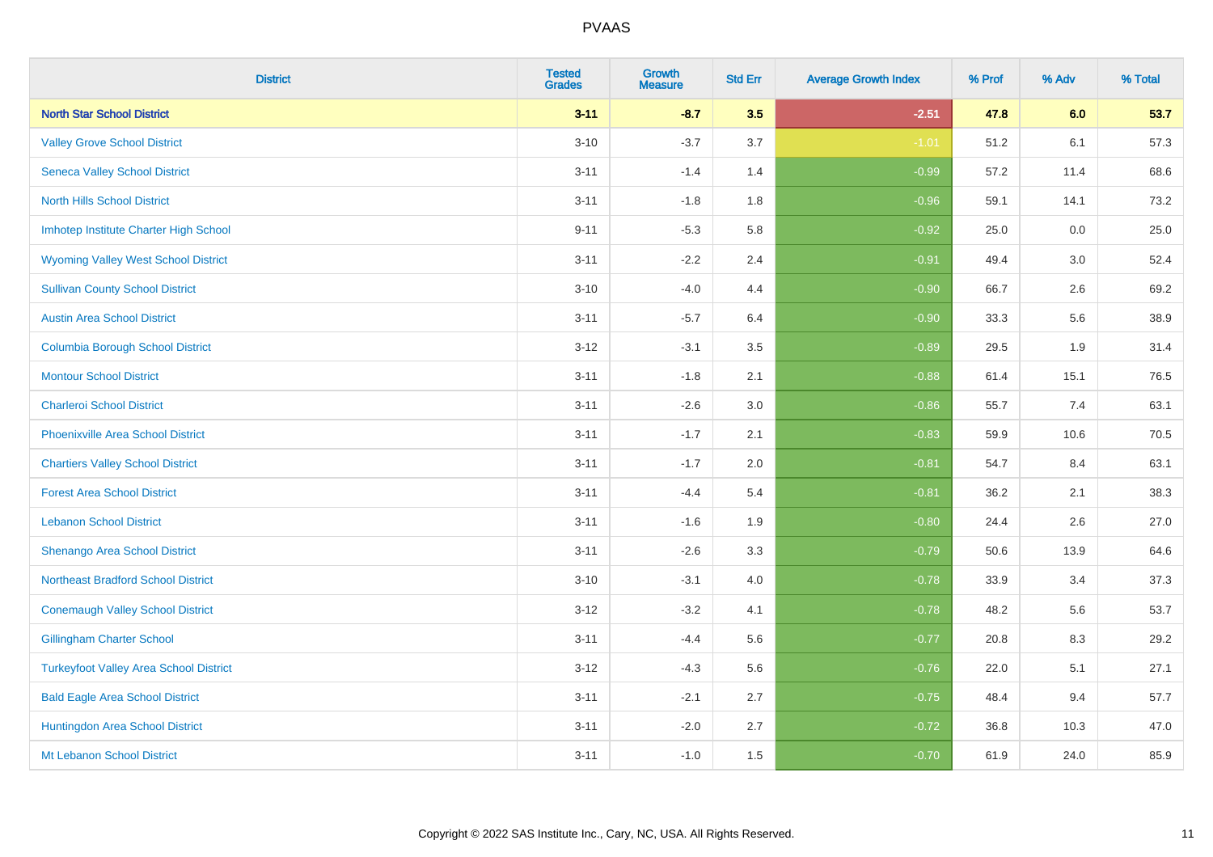# PVAAS

| District | Tested Grades | Growth Measure | Std Err | Average Growth Index | % Prof | % Adv | % Total |
|---|---|---|---|---|---|---|---|
| **North Star School District** | **3-11** | **-8.7** | **3.5** | **-2.51** | **47.8** | **6.0** | **53.7** |
| Valley Grove School District | 3-10 | -3.7 | 3.7 | -1.01 | 51.2 | 6.1 | 57.3 |
| Seneca Valley School District | 3-11 | -1.4 | 1.4 | -0.99 | 57.2 | 11.4 | 68.6 |
| North Hills School District | 3-11 | -1.8 | 1.8 | -0.96 | 59.1 | 14.1 | 73.2 |
| Imhotep Institute Charter High School | 9-11 | -5.3 | 5.8 | -0.92 | 25.0 | 0.0 | 25.0 |
| Wyoming Valley West School District | 3-11 | -2.2 | 2.4 | -0.91 | 49.4 | 3.0 | 52.4 |
| Sullivan County School District | 3-10 | -4.0 | 4.4 | -0.90 | 66.7 | 2.6 | 69.2 |
| Austin Area School District | 3-11 | -5.7 | 6.4 | -0.90 | 33.3 | 5.6 | 38.9 |
| Columbia Borough School District | 3-12 | -3.1 | 3.5 | -0.89 | 29.5 | 1.9 | 31.4 |
| Montour School District | 3-11 | -1.8 | 2.1 | -0.88 | 61.4 | 15.1 | 76.5 |
| Charleroi School District | 3-11 | -2.6 | 3.0 | -0.86 | 55.7 | 7.4 | 63.1 |
| Phoenixville Area School District | 3-11 | -1.7 | 2.1 | -0.83 | 59.9 | 10.6 | 70.5 |
| Chartiers Valley School District | 3-11 | -1.7 | 2.0 | -0.81 | 54.7 | 8.4 | 63.1 |
| Forest Area School District | 3-11 | -4.4 | 5.4 | -0.81 | 36.2 | 2.1 | 38.3 |
| Lebanon School District | 3-11 | -1.6 | 1.9 | -0.80 | 24.4 | 2.6 | 27.0 |
| Shenango Area School District | 3-11 | -2.6 | 3.3 | -0.79 | 50.6 | 13.9 | 64.6 |
| Northeast Bradford School District | 3-10 | -3.1 | 4.0 | -0.78 | 33.9 | 3.4 | 37.3 |
| Conemaugh Valley School District | 3-12 | -3.2 | 4.1 | -0.78 | 48.2 | 5.6 | 53.7 |
| Gillingham Charter School | 3-11 | -4.4 | 5.6 | -0.77 | 20.8 | 8.3 | 29.2 |
| Turkeyfoot Valley Area School District | 3-12 | -4.3 | 5.6 | -0.76 | 22.0 | 5.1 | 27.1 |
| Bald Eagle Area School District | 3-11 | -2.1 | 2.7 | -0.75 | 48.4 | 9.4 | 57.7 |
| Huntingdon Area School District | 3-11 | -2.0 | 2.7 | -0.72 | 36.8 | 10.3 | 47.0 |
| Mt Lebanon School District | 3-11 | -1.0 | 1.5 | -0.70 | 61.9 | 24.0 | 85.9 |

Copyright © 2022 SAS Institute Inc., Cary, NC, USA. All Rights Reserved.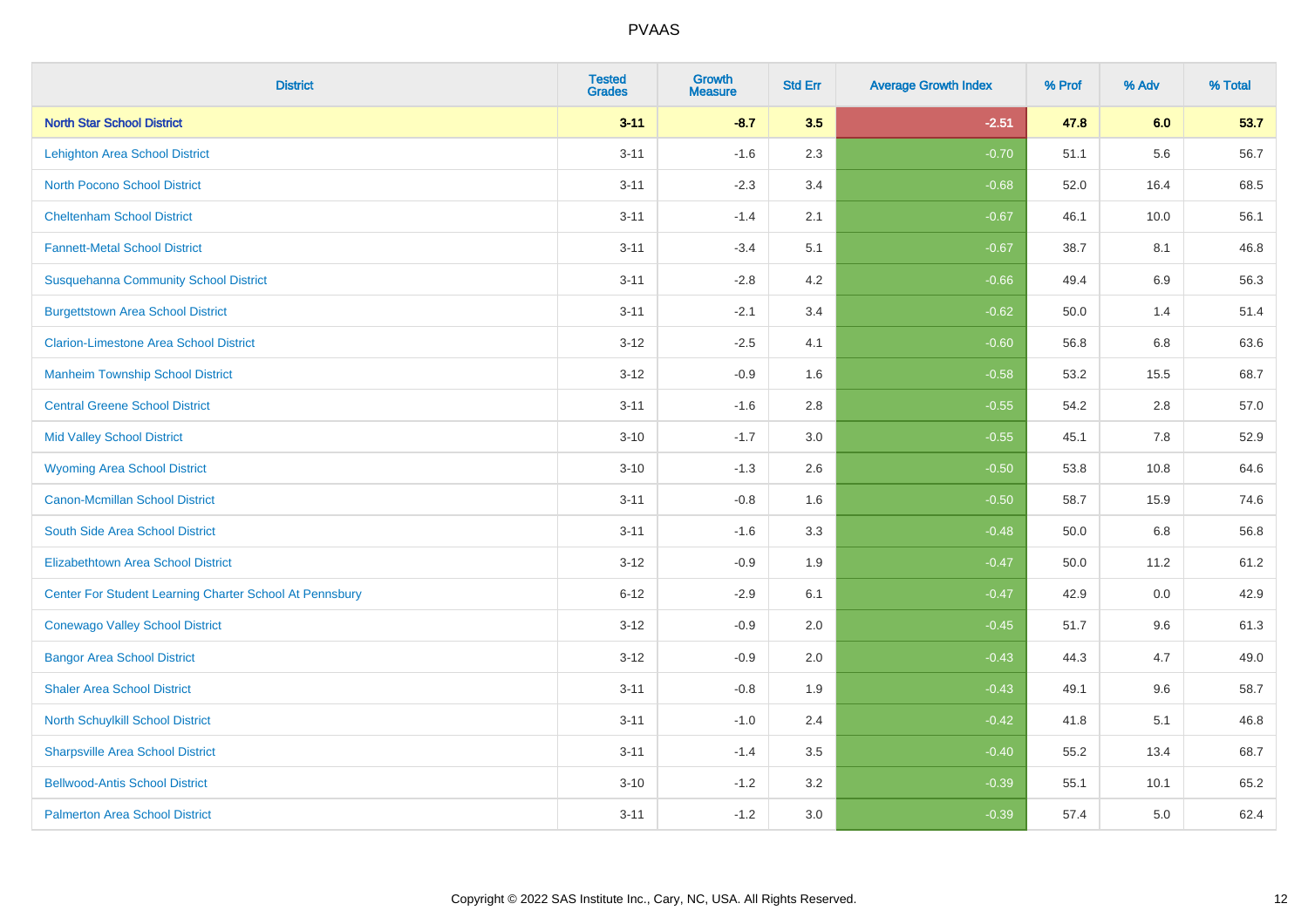| District | Tested Grades | Growth Measure | Std Err | Average Growth Index | % Prof | % Adv | % Total |
|---|---|---|---|---|---|---|---|
| **North Star School District** | **3-11** | **-8.7** | **3.5** | **-2.51** | **47.8** | **6.0** | **53.7** |
| Lehighton Area School District | 3-11 | -1.6 | 2.3 | -0.70 | 51.1 | 5.6 | 56.7 |
| North Pocono School District | 3-11 | -2.3 | 3.4 | -0.68 | 52.0 | 16.4 | 68.5 |
| Cheltenham School District | 3-11 | -1.4 | 2.1 | -0.67 | 46.1 | 10.0 | 56.1 |
| Fannett-Metal School District | 3-11 | -3.4 | 5.1 | -0.67 | 38.7 | 8.1 | 46.8 |
| Susquehanna Community School District | 3-11 | -2.8 | 4.2 | -0.66 | 49.4 | 6.9 | 56.3 |
| Burgettstown Area School District | 3-11 | -2.1 | 3.4 | -0.62 | 50.0 | 1.4 | 51.4 |
| Clarion-Limestone Area School District | 3-12 | -2.5 | 4.1 | -0.60 | 56.8 | 6.8 | 63.6 |
| Manheim Township School District | 3-12 | -0.9 | 1.6 | -0.58 | 53.2 | 15.5 | 68.7 |
| Central Greene School District | 3-11 | -1.6 | 2.8 | -0.55 | 54.2 | 2.8 | 57.0 |
| Mid Valley School District | 3-10 | -1.7 | 3.0 | -0.55 | 45.1 | 7.8 | 52.9 |
| Wyoming Area School District | 3-10 | -1.3 | 2.6 | -0.50 | 53.8 | 10.8 | 64.6 |
| Canon-Mcmillan School District | 3-11 | -0.8 | 1.6 | -0.50 | 58.7 | 15.9 | 74.6 |
| South Side Area School District | 3-11 | -1.6 | 3.3 | -0.48 | 50.0 | 6.8 | 56.8 |
| Elizabethtown Area School District | 3-12 | -0.9 | 1.9 | -0.47 | 50.0 | 11.2 | 61.2 |
| Center For Student Learning Charter School At Pennsbury | 6-12 | -2.9 | 6.1 | -0.47 | 42.9 | 0.0 | 42.9 |
| Conewago Valley School District | 3-12 | -0.9 | 2.0 | -0.45 | 51.7 | 9.6 | 61.3 |
| Bangor Area School District | 3-12 | -0.9 | 2.0 | -0.43 | 44.3 | 4.7 | 49.0 |
| Shaler Area School District | 3-11 | -0.8 | 1.9 | -0.43 | 49.1 | 9.6 | 58.7 |
| North Schuylkill School District | 3-11 | -1.0 | 2.4 | -0.42 | 41.8 | 5.1 | 46.8 |
| Sharpsville Area School District | 3-11 | -1.4 | 3.5 | -0.40 | 55.2 | 13.4 | 68.7 |
| Bellwood-Antis School District | 3-10 | -1.2 | 3.2 | -0.39 | 55.1 | 10.1 | 65.2 |
| Palmerton Area School District | 3-11 | -1.2 | 3.0 | -0.39 | 57.4 | 5.0 | 62.4 |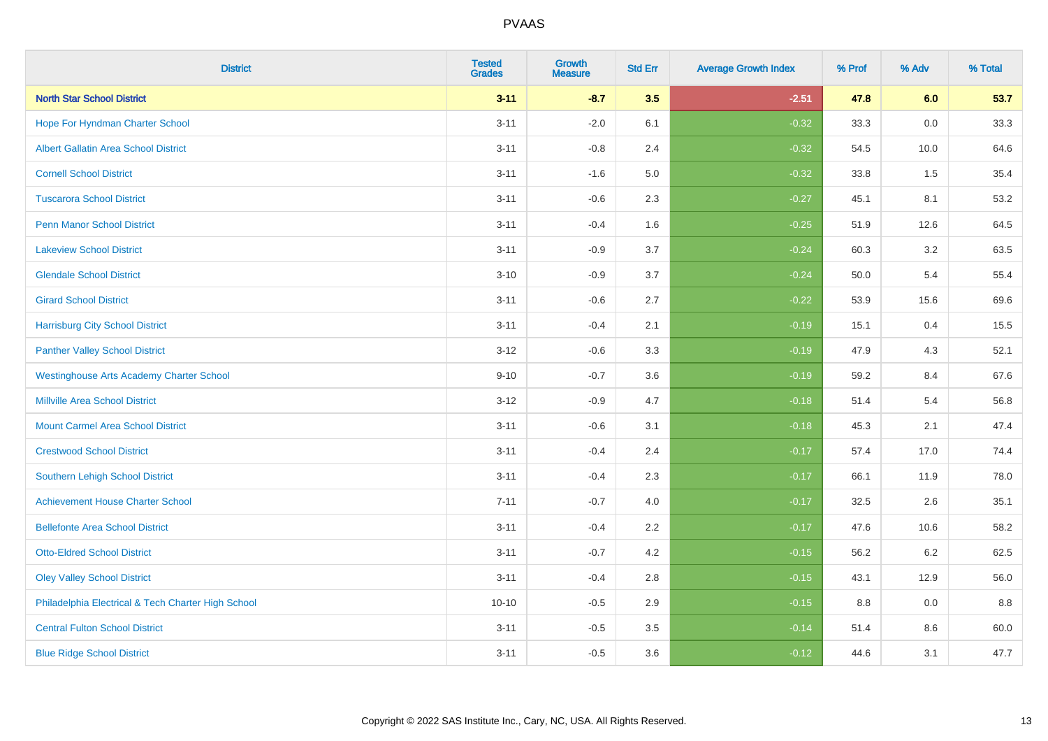# PVAAS

| District | Tested Grades | Growth Measure | Std Err | Average Growth Index | % Prof | % Adv | % Total |
|---|---|---|---|---|---|---|---|
| **North Star School District** | **3-11** | **-8.7** | **3.5** | **-2.51** | **47.8** | **6.0** | **53.7** |
| Hope For Hyndman Charter School | 3-11 | -2.0 | 6.1 | -0.32 | 33.3 | 0.0 | 33.3 |
| Albert Gallatin Area School District | 3-11 | -0.8 | 2.4 | -0.32 | 54.5 | 10.0 | 64.6 |
| Cornell School District | 3-11 | -1.6 | 5.0 | -0.32 | 33.8 | 1.5 | 35.4 |
| Tuscarora School District | 3-11 | -0.6 | 2.3 | -0.27 | 45.1 | 8.1 | 53.2 |
| Penn Manor School District | 3-11 | -0.4 | 1.6 | -0.25 | 51.9 | 12.6 | 64.5 |
| Lakeview School District | 3-11 | -0.9 | 3.7 | -0.24 | 60.3 | 3.2 | 63.5 |
| Glendale School District | 3-10 | -0.9 | 3.7 | -0.24 | 50.0 | 5.4 | 55.4 |
| Girard School District | 3-11 | -0.6 | 2.7 | -0.22 | 53.9 | 15.6 | 69.6 |
| Harrisburg City School District | 3-11 | -0.4 | 2.1 | -0.19 | 15.1 | 0.4 | 15.5 |
| Panther Valley School District | 3-12 | -0.6 | 3.3 | -0.19 | 47.9 | 4.3 | 52.1 |
| Westinghouse Arts Academy Charter School | 9-10 | -0.7 | 3.6 | -0.19 | 59.2 | 8.4 | 67.6 |
| Millville Area School District | 3-12 | -0.9 | 4.7 | -0.18 | 51.4 | 5.4 | 56.8 |
| Mount Carmel Area School District | 3-11 | -0.6 | 3.1 | -0.18 | 45.3 | 2.1 | 47.4 |
| Crestwood School District | 3-11 | -0.4 | 2.4 | -0.17 | 57.4 | 17.0 | 74.4 |
| Southern Lehigh School District | 3-11 | -0.4 | 2.3 | -0.17 | 66.1 | 11.9 | 78.0 |
| Achievement House Charter School | 7-11 | -0.7 | 4.0 | -0.17 | 32.5 | 2.6 | 35.1 |
| Bellefonte Area School District | 3-11 | -0.4 | 2.2 | -0.17 | 47.6 | 10.6 | 58.2 |
| Otto-Eldred School District | 3-11 | -0.7 | 4.2 | -0.15 | 56.2 | 6.2 | 62.5 |
| Oley Valley School District | 3-11 | -0.4 | 2.8 | -0.15 | 43.1 | 12.9 | 56.0 |
| Philadelphia Electrical & Tech Charter High School | 10-10 | -0.5 | 2.9 | -0.15 | 8.8 | 0.0 | 8.8 |
| Central Fulton School District | 3-11 | -0.5 | 3.5 | -0.14 | 51.4 | 8.6 | 60.0 |
| Blue Ridge School District | 3-11 | -0.5 | 3.6 | -0.12 | 44.6 | 3.1 | 47.7 |

Copyright © 2022 SAS Institute Inc., Cary, NC, USA. All Rights Reserved.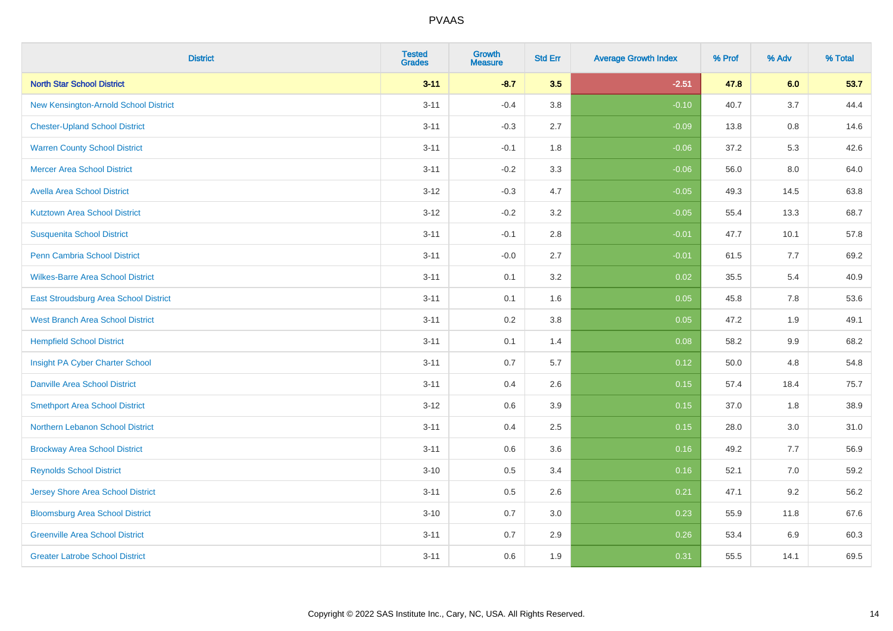| District | Tested Grades | Growth Measure | Std Err | Average Growth Index | % Prof | % Adv | % Total |
|---|---|---|---|---|---|---|---|
| **North Star School District** | **3-11** | **-8.7** | **3.5** | **-2.51** | **47.8** | **6.0** | **53.7** |
| New Kensington-Arnold School District | 3-11 | -0.4 | 3.8 | -0.10 | 40.7 | 3.7 | 44.4 |
| Chester-Upland School District | 3-11 | -0.3 | 2.7 | -0.09 | 13.8 | 0.8 | 14.6 |
| Warren County School District | 3-11 | -0.1 | 1.8 | -0.06 | 37.2 | 5.3 | 42.6 |
| Mercer Area School District | 3-11 | -0.2 | 3.3 | -0.06 | 56.0 | 8.0 | 64.0 |
| Avella Area School District | 3-12 | -0.3 | 4.7 | -0.05 | 49.3 | 14.5 | 63.8 |
| Kutztown Area School District | 3-12 | -0.2 | 3.2 | -0.05 | 55.4 | 13.3 | 68.7 |
| Susquenita School District | 3-11 | -0.1 | 2.8 | -0.01 | 47.7 | 10.1 | 57.8 |
| Penn Cambria School District | 3-11 | -0.0 | 2.7 | -0.01 | 61.5 | 7.7 | 69.2 |
| Wilkes-Barre Area School District | 3-11 | 0.1 | 3.2 | 0.02 | 35.5 | 5.4 | 40.9 |
| East Stroudsburg Area School District | 3-11 | 0.1 | 1.6 | 0.05 | 45.8 | 7.8 | 53.6 |
| West Branch Area School District | 3-11 | 0.2 | 3.8 | 0.05 | 47.2 | 1.9 | 49.1 |
| Hempfield School District | 3-11 | 0.1 | 1.4 | 0.08 | 58.2 | 9.9 | 68.2 |
| Insight PA Cyber Charter School | 3-11 | 0.7 | 5.7 | 0.12 | 50.0 | 4.8 | 54.8 |
| Danville Area School District | 3-11 | 0.4 | 2.6 | 0.15 | 57.4 | 18.4 | 75.7 |
| Smethport Area School District | 3-12 | 0.6 | 3.9 | 0.15 | 37.0 | 1.8 | 38.9 |
| Northern Lebanon School District | 3-11 | 0.4 | 2.5 | 0.15 | 28.0 | 3.0 | 31.0 |
| Brockway Area School District | 3-11 | 0.6 | 3.6 | 0.16 | 49.2 | 7.7 | 56.9 |
| Reynolds School District | 3-10 | 0.5 | 3.4 | 0.16 | 52.1 | 7.0 | 59.2 |
| Jersey Shore Area School District | 3-11 | 0.5 | 2.6 | 0.21 | 47.1 | 9.2 | 56.2 |
| Bloomsburg Area School District | 3-10 | 0.7 | 3.0 | 0.23 | 55.9 | 11.8 | 67.6 |
| Greenville Area School District | 3-11 | 0.7 | 2.9 | 0.26 | 53.4 | 6.9 | 60.3 |
| Greater Latrobe School District | 3-11 | 0.6 | 1.9 | 0.31 | 55.5 | 14.1 | 69.5 |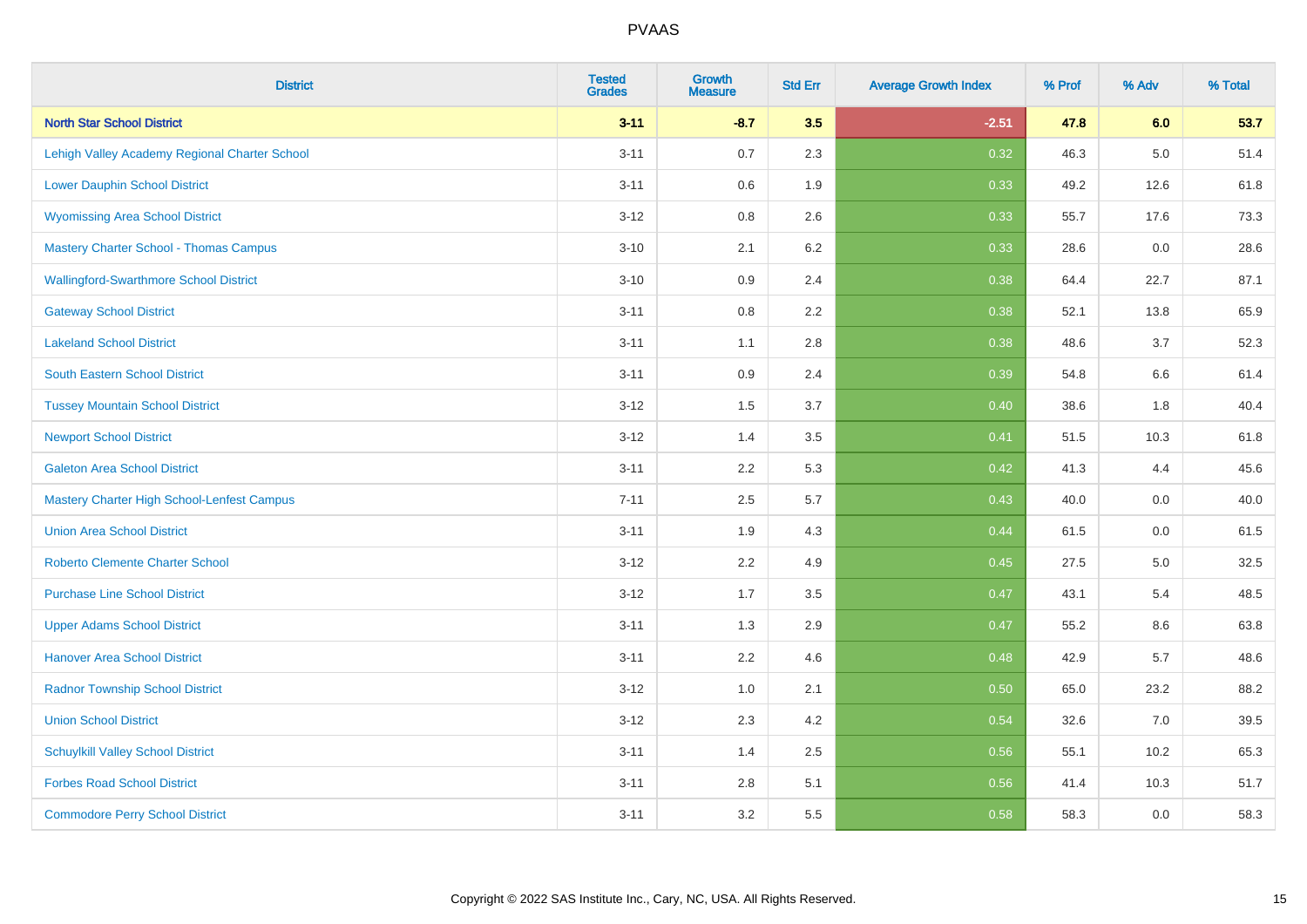# PVAAS

| District | Tested Grades | Growth Measure | Std Err | Average Growth Index | % Prof | % Adv | % Total |
|---|---|---|---|---|---|---|---|
| **North Star School District** | **3-11** | **-8.7** | **3.5** | **-2.51** | **47.8** | **6.0** | **53.7** |
| Lehigh Valley Academy Regional Charter School | 3-11 | 0.7 | 2.3 | 0.32 | 46.3 | 5.0 | 51.4 |
| Lower Dauphin School District | 3-11 | 0.6 | 1.9 | 0.33 | 49.2 | 12.6 | 61.8 |
| Wyomissing Area School District | 3-12 | 0.8 | 2.6 | 0.33 | 55.7 | 17.6 | 73.3 |
| Mastery Charter School - Thomas Campus | 3-10 | 2.1 | 6.2 | 0.33 | 28.6 | 0.0 | 28.6 |
| Wallingford-Swarthmore School District | 3-10 | 0.9 | 2.4 | 0.38 | 64.4 | 22.7 | 87.1 |
| Gateway School District | 3-11 | 0.8 | 2.2 | 0.38 | 52.1 | 13.8 | 65.9 |
| Lakeland School District | 3-11 | 1.1 | 2.8 | 0.38 | 48.6 | 3.7 | 52.3 |
| South Eastern School District | 3-11 | 0.9 | 2.4 | 0.39 | 54.8 | 6.6 | 61.4 |
| Tussey Mountain School District | 3-12 | 1.5 | 3.7 | 0.40 | 38.6 | 1.8 | 40.4 |
| Newport School District | 3-12 | 1.4 | 3.5 | 0.41 | 51.5 | 10.3 | 61.8 |
| Galeton Area School District | 3-11 | 2.2 | 5.3 | 0.42 | 41.3 | 4.4 | 45.6 |
| Mastery Charter High School-Lenfest Campus | 7-11 | 2.5 | 5.7 | 0.43 | 40.0 | 0.0 | 40.0 |
| Union Area School District | 3-11 | 1.9 | 4.3 | 0.44 | 61.5 | 0.0 | 61.5 |
| Roberto Clemente Charter School | 3-12 | 2.2 | 4.9 | 0.45 | 27.5 | 5.0 | 32.5 |
| Purchase Line School District | 3-12 | 1.7 | 3.5 | 0.47 | 43.1 | 5.4 | 48.5 |
| Upper Adams School District | 3-11 | 1.3 | 2.9 | 0.47 | 55.2 | 8.6 | 63.8 |
| Hanover Area School District | 3-11 | 2.2 | 4.6 | 0.48 | 42.9 | 5.7 | 48.6 |
| Radnor Township School District | 3-12 | 1.0 | 2.1 | 0.50 | 65.0 | 23.2 | 88.2 |
| Union School District | 3-12 | 2.3 | 4.2 | 0.54 | 32.6 | 7.0 | 39.5 |
| Schuylkill Valley School District | 3-11 | 1.4 | 2.5 | 0.56 | 55.1 | 10.2 | 65.3 |
| Forbes Road School District | 3-11 | 2.8 | 5.1 | 0.56 | 41.4 | 10.3 | 51.7 |
| Commodore Perry School District | 3-11 | 3.2 | 5.5 | 0.58 | 58.3 | 0.0 | 58.3 |

Copyright © 2022 SAS Institute Inc., Cary, NC, USA. All Rights Reserved.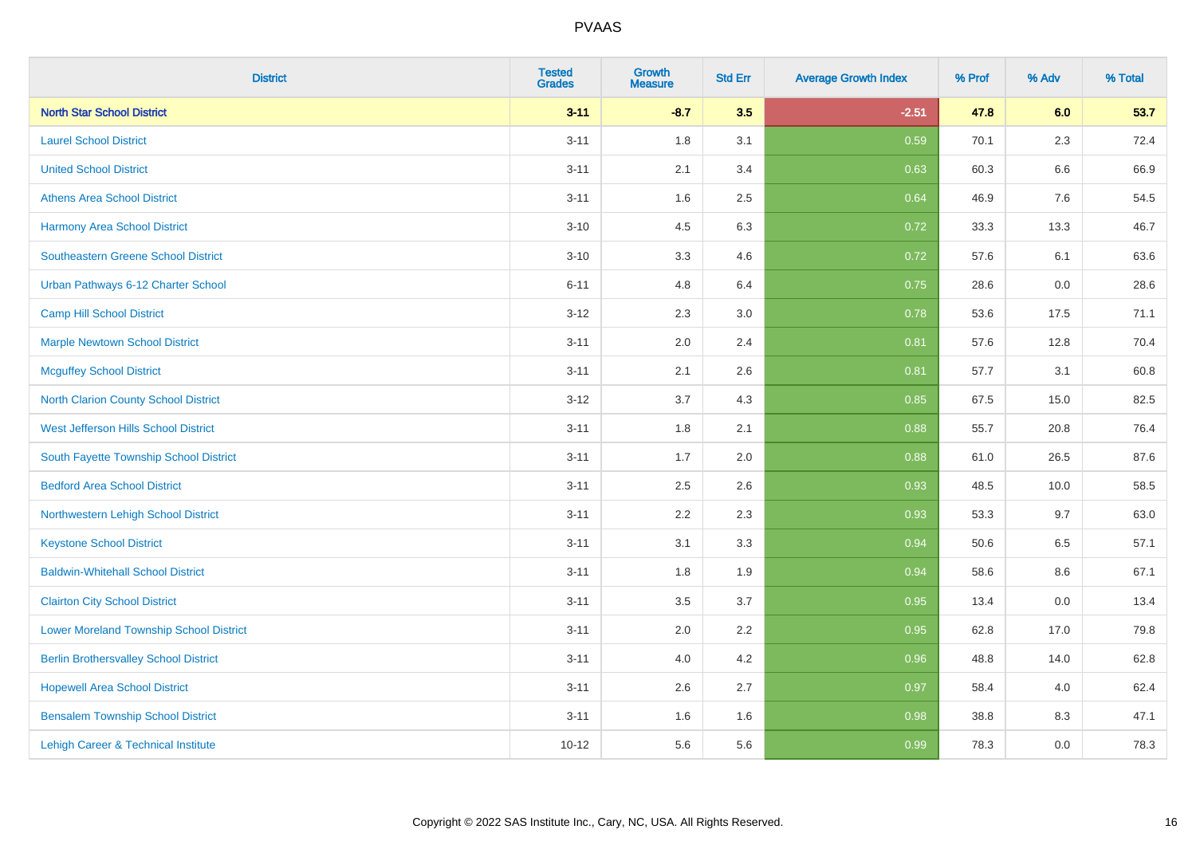# PVAAS

| District | Tested Grades | Growth Measure | Std Err | Average Growth Index | % Prof | % Adv | % Total |
|---|---|---|---|---|---|---|---|
| **North Star School District** | **3-11** | **-8.7** | **3.5** | **-2.51** | **47.8** | **6.0** | **53.7** |
| Laurel School District | 3-11 | 1.8 | 3.1 | 0.59 | 70.1 | 2.3 | 72.4 |
| United School District | 3-11 | 2.1 | 3.4 | 0.63 | 60.3 | 6.6 | 66.9 |
| Athens Area School District | 3-11 | 1.6 | 2.5 | 0.64 | 46.9 | 7.6 | 54.5 |
| Harmony Area School District | 3-10 | 4.5 | 6.3 | 0.72 | 33.3 | 13.3 | 46.7 |
| Southeastern Greene School District | 3-10 | 3.3 | 4.6 | 0.72 | 57.6 | 6.1 | 63.6 |
| Urban Pathways 6-12 Charter School | 6-11 | 4.8 | 6.4 | 0.75 | 28.6 | 0.0 | 28.6 |
| Camp Hill School District | 3-12 | 2.3 | 3.0 | 0.78 | 53.6 | 17.5 | 71.1 |
| Marple Newtown School District | 3-11 | 2.0 | 2.4 | 0.81 | 57.6 | 12.8 | 70.4 |
| Mcguffey School District | 3-11 | 2.1 | 2.6 | 0.81 | 57.7 | 3.1 | 60.8 |
| North Clarion County School District | 3-12 | 3.7 | 4.3 | 0.85 | 67.5 | 15.0 | 82.5 |
| West Jefferson Hills School District | 3-11 | 1.8 | 2.1 | 0.88 | 55.7 | 20.8 | 76.4 |
| South Fayette Township School District | 3-11 | 1.7 | 2.0 | 0.88 | 61.0 | 26.5 | 87.6 |
| Bedford Area School District | 3-11 | 2.5 | 2.6 | 0.93 | 48.5 | 10.0 | 58.5 |
| Northwestern Lehigh School District | 3-11 | 2.2 | 2.3 | 0.93 | 53.3 | 9.7 | 63.0 |
| Keystone School District | 3-11 | 3.1 | 3.3 | 0.94 | 50.6 | 6.5 | 57.1 |
| Baldwin-Whitehall School District | 3-11 | 1.8 | 1.9 | 0.94 | 58.6 | 8.6 | 67.1 |
| Clairton City School District | 3-11 | 3.5 | 3.7 | 0.95 | 13.4 | 0.0 | 13.4 |
| Lower Moreland Township School District | 3-11 | 2.0 | 2.2 | 0.95 | 62.8 | 17.0 | 79.8 |
| Berlin Brothersvalley School District | 3-11 | 4.0 | 4.2 | 0.96 | 48.8 | 14.0 | 62.8 |
| Hopewell Area School District | 3-11 | 2.6 | 2.7 | 0.97 | 58.4 | 4.0 | 62.4 |
| Bensalem Township School District | 3-11 | 1.6 | 1.6 | 0.98 | 38.8 | 8.3 | 47.1 |
| Lehigh Career & Technical Institute | 10-12 | 5.6 | 5.6 | 0.99 | 78.3 | 0.0 | 78.3 |

Copyright © 2022 SAS Institute Inc., Cary, NC, USA. All Rights Reserved.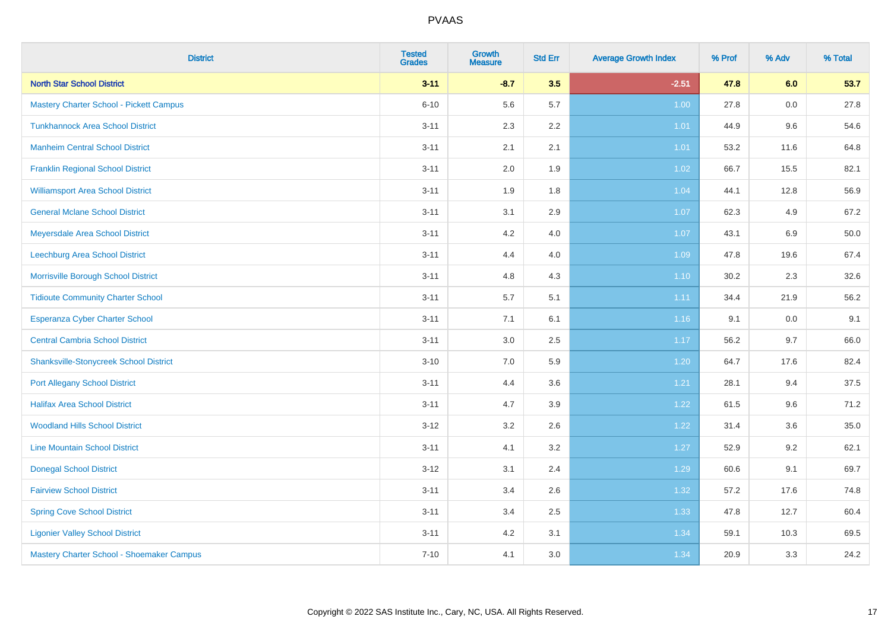| District | Tested Grades | Growth Measure | Std Err | Average Growth Index | % Prof | % Adv | % Total |
|---|---|---|---|---|---|---|---|
| **North Star School District** | **3-11** | **-8.7** | **3.5** | **-2.51** | **47.8** | **6.0** | **53.7** |
| Mastery Charter School - Pickett Campus | 6-10 | 5.6 | 5.7 | 1.00 | 27.8 | 0.0 | 27.8 |
| Tunkhannock Area School District | 3-11 | 2.3 | 2.2 | 1.01 | 44.9 | 9.6 | 54.6 |
| Manheim Central School District | 3-11 | 2.1 | 2.1 | 1.01 | 53.2 | 11.6 | 64.8 |
| Franklin Regional School District | 3-11 | 2.0 | 1.9 | 1.02 | 66.7 | 15.5 | 82.1 |
| Williamsport Area School District | 3-11 | 1.9 | 1.8 | 1.04 | 44.1 | 12.8 | 56.9 |
| General Mclane School District | 3-11 | 3.1 | 2.9 | 1.07 | 62.3 | 4.9 | 67.2 |
| Meyersdale Area School District | 3-11 | 4.2 | 4.0 | 1.07 | 43.1 | 6.9 | 50.0 |
| Leechburg Area School District | 3-11 | 4.4 | 4.0 | 1.09 | 47.8 | 19.6 | 67.4 |
| Morrisville Borough School District | 3-11 | 4.8 | 4.3 | 1.10 | 30.2 | 2.3 | 32.6 |
| Tidioute Community Charter School | 3-11 | 5.7 | 5.1 | 1.11 | 34.4 | 21.9 | 56.2 |
| Esperanza Cyber Charter School | 3-11 | 7.1 | 6.1 | 1.16 | 9.1 | 0.0 | 9.1 |
| Central Cambria School District | 3-11 | 3.0 | 2.5 | 1.17 | 56.2 | 9.7 | 66.0 |
| Shanksville-Stonycreek School District | 3-10 | 7.0 | 5.9 | 1.20 | 64.7 | 17.6 | 82.4 |
| Port Allegany School District | 3-11 | 4.4 | 3.6 | 1.21 | 28.1 | 9.4 | 37.5 |
| Halifax Area School District | 3-11 | 4.7 | 3.9 | 1.22 | 61.5 | 9.6 | 71.2 |
| Woodland Hills School District | 3-12 | 3.2 | 2.6 | 1.22 | 31.4 | 3.6 | 35.0 |
| Line Mountain School District | 3-11 | 4.1 | 3.2 | 1.27 | 52.9 | 9.2 | 62.1 |
| Donegal School District | 3-12 | 3.1 | 2.4 | 1.29 | 60.6 | 9.1 | 69.7 |
| Fairview School District | 3-11 | 3.4 | 2.6 | 1.32 | 57.2 | 17.6 | 74.8 |
| Spring Cove School District | 3-11 | 3.4 | 2.5 | 1.33 | 47.8 | 12.7 | 60.4 |
| Ligonier Valley School District | 3-11 | 4.2 | 3.1 | 1.34 | 59.1 | 10.3 | 69.5 |
| Mastery Charter School - Shoemaker Campus | 7-10 | 4.1 | 3.0 | 1.34 | 20.9 | 3.3 | 24.2 |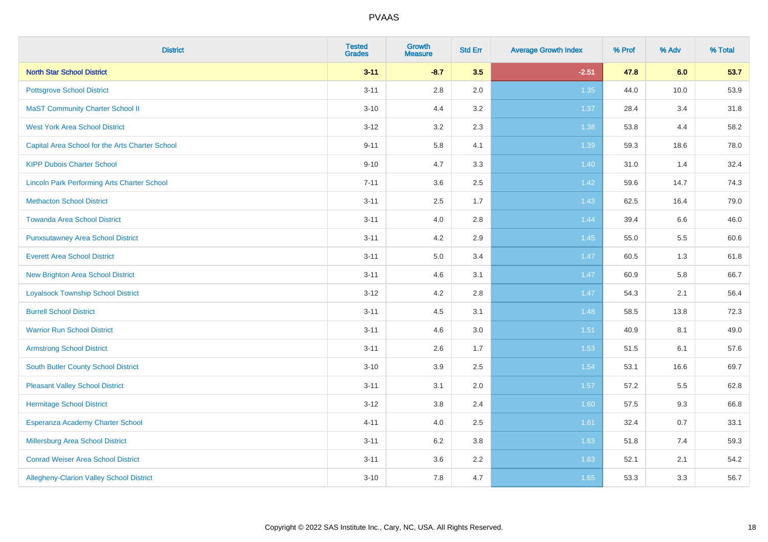# PVAAS

| District | Tested Grades | Growth Measure | Std Err | Average Growth Index | % Prof | % Adv | % Total |
|---|---|---|---|---|---|---|---|
| **North Star School District** | **3-11** | **-8.7** | **3.5** | **-2.51** | **47.8** | **6.0** | **53.7** |
| Pottsgrove School District | 3-11 | 2.8 | 2.0 | 1.35 | 44.0 | 10.0 | 53.9 |
| MaST Community Charter School II | 3-10 | 4.4 | 3.2 | 1.37 | 28.4 | 3.4 | 31.8 |
| West York Area School District | 3-12 | 3.2 | 2.3 | 1.38 | 53.8 | 4.4 | 58.2 |
| Capital Area School for the Arts Charter School | 9-11 | 5.8 | 4.1 | 1.39 | 59.3 | 18.6 | 78.0 |
| KIPP Dubois Charter School | 9-10 | 4.7 | 3.3 | 1.40 | 31.0 | 1.4 | 32.4 |
| Lincoln Park Performing Arts Charter School | 7-11 | 3.6 | 2.5 | 1.42 | 59.6 | 14.7 | 74.3 |
| Methacton School District | 3-11 | 2.5 | 1.7 | 1.43 | 62.5 | 16.4 | 79.0 |
| Towanda Area School District | 3-11 | 4.0 | 2.8 | 1.44 | 39.4 | 6.6 | 46.0 |
| Punxsutawney Area School District | 3-11 | 4.2 | 2.9 | 1.45 | 55.0 | 5.5 | 60.6 |
| Everett Area School District | 3-11 | 5.0 | 3.4 | 1.47 | 60.5 | 1.3 | 61.8 |
| New Brighton Area School District | 3-11 | 4.6 | 3.1 | 1.47 | 60.9 | 5.8 | 66.7 |
| Loyalsock Township School District | 3-12 | 4.2 | 2.8 | 1.47 | 54.3 | 2.1 | 56.4 |
| Burrell School District | 3-11 | 4.5 | 3.1 | 1.48 | 58.5 | 13.8 | 72.3 |
| Warrior Run School District | 3-11 | 4.6 | 3.0 | 1.51 | 40.9 | 8.1 | 49.0 |
| Armstrong School District | 3-11 | 2.6 | 1.7 | 1.53 | 51.5 | 6.1 | 57.6 |
| South Butler County School District | 3-10 | 3.9 | 2.5 | 1.54 | 53.1 | 16.6 | 69.7 |
| Pleasant Valley School District | 3-11 | 3.1 | 2.0 | 1.57 | 57.2 | 5.5 | 62.8 |
| Hermitage School District | 3-12 | 3.8 | 2.4 | 1.60 | 57.5 | 9.3 | 66.8 |
| Esperanza Academy Charter School | 4-11 | 4.0 | 2.5 | 1.61 | 32.4 | 0.7 | 33.1 |
| Millersburg Area School District | 3-11 | 6.2 | 3.8 | 1.63 | 51.8 | 7.4 | 59.3 |
| Conrad Weiser Area School District | 3-11 | 3.6 | 2.2 | 1.63 | 52.1 | 2.1 | 54.2 |
| Allegheny-Clarion Valley School District | 3-10 | 7.8 | 4.7 | 1.65 | 53.3 | 3.3 | 56.7 |

Copyright © 2022 SAS Institute Inc., Cary, NC, USA. All Rights Reserved.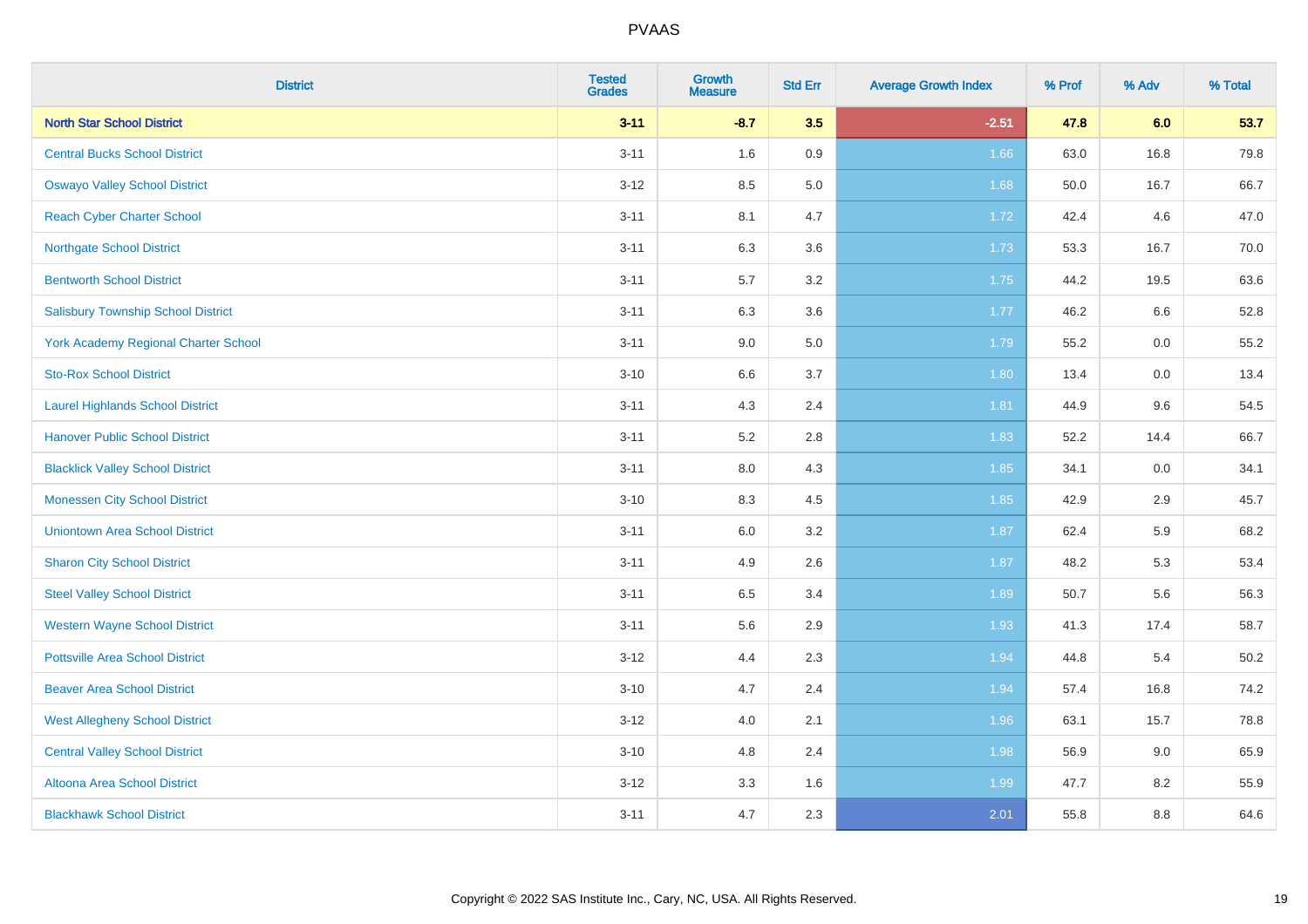# PVAAS

| District | Tested Grades | Growth Measure | Std Err | Average Growth Index | % Prof | % Adv | % Total |
|---|---|---|---|---|---|---|---|
| **North Star School District** | **3-11** | **-8.7** | **3.5** | **-2.51** | **47.8** | **6.0** | **53.7** |
| Central Bucks School District | 3-11 | 1.6 | 0.9 | 1.66 | 63.0 | 16.8 | 79.8 |
| Oswayo Valley School District | 3-12 | 8.5 | 5.0 | 1.68 | 50.0 | 16.7 | 66.7 |
| Reach Cyber Charter School | 3-11 | 8.1 | 4.7 | 1.72 | 42.4 | 4.6 | 47.0 |
| Northgate School District | 3-11 | 6.3 | 3.6 | 1.73 | 53.3 | 16.7 | 70.0 |
| Bentworth School District | 3-11 | 5.7 | 3.2 | 1.75 | 44.2 | 19.5 | 63.6 |
| Salisbury Township School District | 3-11 | 6.3 | 3.6 | 1.77 | 46.2 | 6.6 | 52.8 |
| York Academy Regional Charter School | 3-11 | 9.0 | 5.0 | 1.79 | 55.2 | 0.0 | 55.2 |
| Sto-Rox School District | 3-10 | 6.6 | 3.7 | 1.80 | 13.4 | 0.0 | 13.4 |
| Laurel Highlands School District | 3-11 | 4.3 | 2.4 | 1.81 | 44.9 | 9.6 | 54.5 |
| Hanover Public School District | 3-11 | 5.2 | 2.8 | 1.83 | 52.2 | 14.4 | 66.7 |
| Blacklick Valley School District | 3-11 | 8.0 | 4.3 | 1.85 | 34.1 | 0.0 | 34.1 |
| Monessen City School District | 3-10 | 8.3 | 4.5 | 1.85 | 42.9 | 2.9 | 45.7 |
| Uniontown Area School District | 3-11 | 6.0 | 3.2 | 1.87 | 62.4 | 5.9 | 68.2 |
| Sharon City School District | 3-11 | 4.9 | 2.6 | 1.87 | 48.2 | 5.3 | 53.4 |
| Steel Valley School District | 3-11 | 6.5 | 3.4 | 1.89 | 50.7 | 5.6 | 56.3 |
| Western Wayne School District | 3-11 | 5.6 | 2.9 | 1.93 | 41.3 | 17.4 | 58.7 |
| Pottsville Area School District | 3-12 | 4.4 | 2.3 | 1.94 | 44.8 | 5.4 | 50.2 |
| Beaver Area School District | 3-10 | 4.7 | 2.4 | 1.94 | 57.4 | 16.8 | 74.2 |
| West Allegheny School District | 3-12 | 4.0 | 2.1 | 1.96 | 63.1 | 15.7 | 78.8 |
| Central Valley School District | 3-10 | 4.8 | 2.4 | 1.98 | 56.9 | 9.0 | 65.9 |
| Altoona Area School District | 3-12 | 3.3 | 1.6 | 1.99 | 47.7 | 8.2 | 55.9 |
| Blackhawk School District | 3-11 | 4.7 | 2.3 | 2.01 | 55.8 | 8.8 | 64.6 |

Copyright © 2022 SAS Institute Inc., Cary, NC, USA. All Rights Reserved.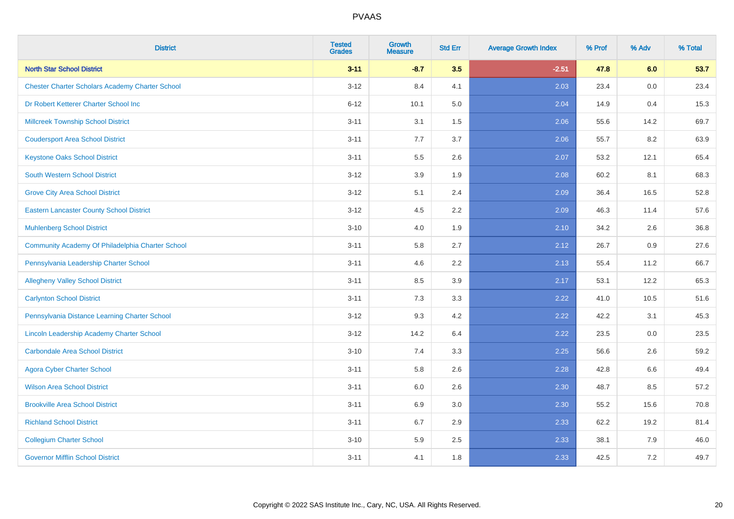# PVAAS

| District | Tested Grades | Growth Measure | Std Err | Average Growth Index | % Prof | % Adv | % Total |
|---|---|---|---|---|---|---|---|
| **North Star School District** | **3-11** | **-8.7** | **3.5** | **-2.51** | **47.8** | **6.0** | **53.7** |
| Chester Charter Scholars Academy Charter School | 3-12 | 8.4 | 4.1 | 2.03 | 23.4 | 0.0 | 23.4 |
| Dr Robert Ketterer Charter School Inc | 6-12 | 10.1 | 5.0 | 2.04 | 14.9 | 0.4 | 15.3 |
| Millcreek Township School District | 3-11 | 3.1 | 1.5 | 2.06 | 55.6 | 14.2 | 69.7 |
| Coudersport Area School District | 3-11 | 7.7 | 3.7 | 2.06 | 55.7 | 8.2 | 63.9 |
| Keystone Oaks School District | 3-11 | 5.5 | 2.6 | 2.07 | 53.2 | 12.1 | 65.4 |
| South Western School District | 3-12 | 3.9 | 1.9 | 2.08 | 60.2 | 8.1 | 68.3 |
| Grove City Area School District | 3-12 | 5.1 | 2.4 | 2.09 | 36.4 | 16.5 | 52.8 |
| Eastern Lancaster County School District | 3-12 | 4.5 | 2.2 | 2.09 | 46.3 | 11.4 | 57.6 |
| Muhlenberg School District | 3-10 | 4.0 | 1.9 | 2.10 | 34.2 | 2.6 | 36.8 |
| Community Academy Of Philadelphia Charter School | 3-11 | 5.8 | 2.7 | 2.12 | 26.7 | 0.9 | 27.6 |
| Pennsylvania Leadership Charter School | 3-11 | 4.6 | 2.2 | 2.13 | 55.4 | 11.2 | 66.7 |
| Allegheny Valley School District | 3-11 | 8.5 | 3.9 | 2.17 | 53.1 | 12.2 | 65.3 |
| Carlynton School District | 3-11 | 7.3 | 3.3 | 2.22 | 41.0 | 10.5 | 51.6 |
| Pennsylvania Distance Learning Charter School | 3-12 | 9.3 | 4.2 | 2.22 | 42.2 | 3.1 | 45.3 |
| Lincoln Leadership Academy Charter School | 3-12 | 14.2 | 6.4 | 2.22 | 23.5 | 0.0 | 23.5 |
| Carbondale Area School District | 3-10 | 7.4 | 3.3 | 2.25 | 56.6 | 2.6 | 59.2 |
| Agora Cyber Charter School | 3-11 | 5.8 | 2.6 | 2.28 | 42.8 | 6.6 | 49.4 |
| Wilson Area School District | 3-11 | 6.0 | 2.6 | 2.30 | 48.7 | 8.5 | 57.2 |
| Brookville Area School District | 3-11 | 6.9 | 3.0 | 2.30 | 55.2 | 15.6 | 70.8 |
| Richland School District | 3-11 | 6.7 | 2.9 | 2.33 | 62.2 | 19.2 | 81.4 |
| Collegium Charter School | 3-10 | 5.9 | 2.5 | 2.33 | 38.1 | 7.9 | 46.0 |
| Governor Mifflin School District | 3-11 | 4.1 | 1.8 | 2.33 | 42.5 | 7.2 | 49.7 |

Copyright © 2022 SAS Institute Inc., Cary, NC, USA. All Rights Reserved.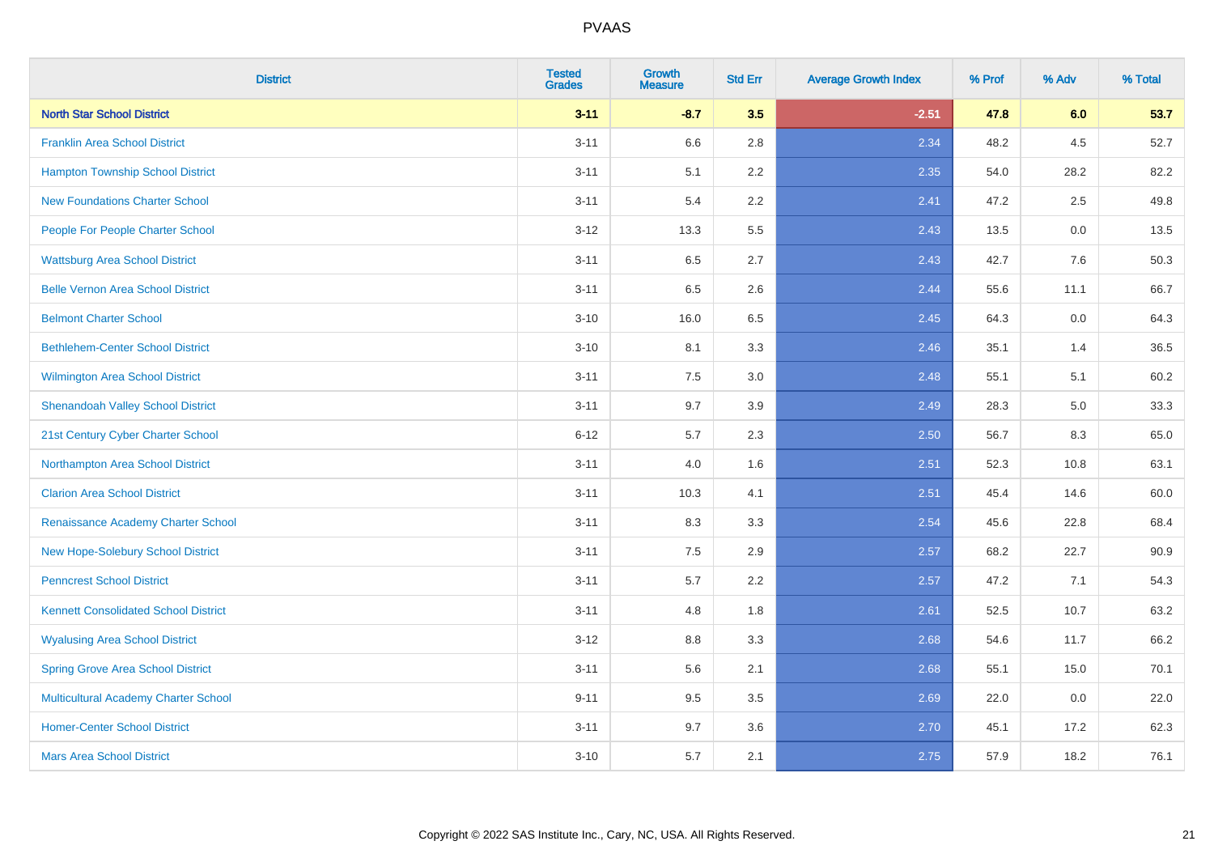# PVAAS

| District | Tested Grades | Growth Measure | Std Err | Average Growth Index | % Prof | % Adv | % Total |
|---|---|---|---|---|---|---|---|
| **North Star School District** | **3-11** | **-8.7** | **3.5** | **-2.51** | **47.8** | **6.0** | **53.7** |
| Franklin Area School District | 3-11 | 6.6 | 2.8 | 2.34 | 48.2 | 4.5 | 52.7 |
| Hampton Township School District | 3-11 | 5.1 | 2.2 | 2.35 | 54.0 | 28.2 | 82.2 |
| New Foundations Charter School | 3-11 | 5.4 | 2.2 | 2.41 | 47.2 | 2.5 | 49.8 |
| People For People Charter School | 3-12 | 13.3 | 5.5 | 2.43 | 13.5 | 0.0 | 13.5 |
| Wattsburg Area School District | 3-11 | 6.5 | 2.7 | 2.43 | 42.7 | 7.6 | 50.3 |
| Belle Vernon Area School District | 3-11 | 6.5 | 2.6 | 2.44 | 55.6 | 11.1 | 66.7 |
| Belmont Charter School | 3-10 | 16.0 | 6.5 | 2.45 | 64.3 | 0.0 | 64.3 |
| Bethlehem-Center School District | 3-10 | 8.1 | 3.3 | 2.46 | 35.1 | 1.4 | 36.5 |
| Wilmington Area School District | 3-11 | 7.5 | 3.0 | 2.48 | 55.1 | 5.1 | 60.2 |
| Shenandoah Valley School District | 3-11 | 9.7 | 3.9 | 2.49 | 28.3 | 5.0 | 33.3 |
| 21st Century Cyber Charter School | 6-12 | 5.7 | 2.3 | 2.50 | 56.7 | 8.3 | 65.0 |
| Northampton Area School District | 3-11 | 4.0 | 1.6 | 2.51 | 52.3 | 10.8 | 63.1 |
| Clarion Area School District | 3-11 | 10.3 | 4.1 | 2.51 | 45.4 | 14.6 | 60.0 |
| Renaissance Academy Charter School | 3-11 | 8.3 | 3.3 | 2.54 | 45.6 | 22.8 | 68.4 |
| New Hope-Solebury School District | 3-11 | 7.5 | 2.9 | 2.57 | 68.2 | 22.7 | 90.9 |
| Penncrest School District | 3-11 | 5.7 | 2.2 | 2.57 | 47.2 | 7.1 | 54.3 |
| Kennett Consolidated School District | 3-11 | 4.8 | 1.8 | 2.61 | 52.5 | 10.7 | 63.2 |
| Wyalusing Area School District | 3-12 | 8.8 | 3.3 | 2.68 | 54.6 | 11.7 | 66.2 |
| Spring Grove Area School District | 3-11 | 5.6 | 2.1 | 2.68 | 55.1 | 15.0 | 70.1 |
| Multicultural Academy Charter School | 9-11 | 9.5 | 3.5 | 2.69 | 22.0 | 0.0 | 22.0 |
| Homer-Center School District | 3-11 | 9.7 | 3.6 | 2.70 | 45.1 | 17.2 | 62.3 |
| Mars Area School District | 3-10 | 5.7 | 2.1 | 2.75 | 57.9 | 18.2 | 76.1 |

Copyright © 2022 SAS Institute Inc., Cary, NC, USA. All Rights Reserved.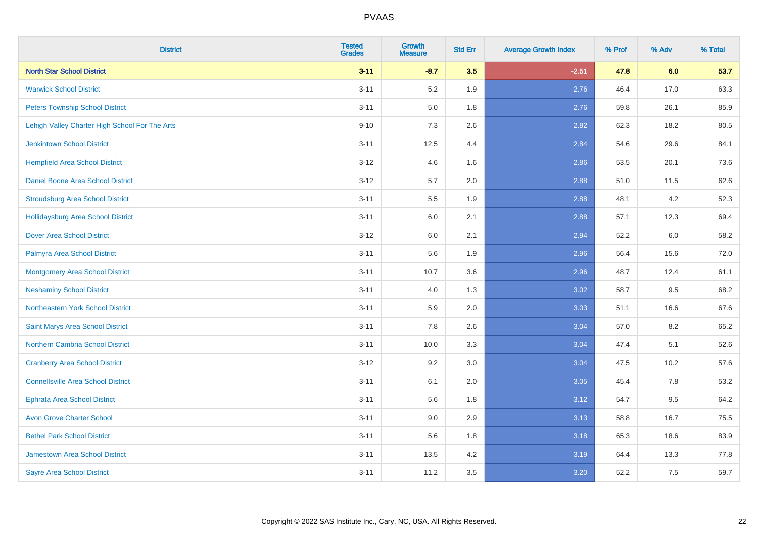| District | Tested Grades | Growth Measure | Std Err | Average Growth Index | % Prof | % Adv | % Total |
|---|---|---|---|---|---|---|---|
| **North Star School District** | **3-11** | **-8.7** | **3.5** | **-2.51** | **47.8** | **6.0** | **53.7** |
| Warwick School District | 3-11 | 5.2 | 1.9 | 2.76 | 46.4 | 17.0 | 63.3 |
| Peters Township School District | 3-11 | 5.0 | 1.8 | 2.76 | 59.8 | 26.1 | 85.9 |
| Lehigh Valley Charter High School For The Arts | 9-10 | 7.3 | 2.6 | 2.82 | 62.3 | 18.2 | 80.5 |
| Jenkintown School District | 3-11 | 12.5 | 4.4 | 2.84 | 54.6 | 29.6 | 84.1 |
| Hempfield Area School District | 3-12 | 4.6 | 1.6 | 2.86 | 53.5 | 20.1 | 73.6 |
| Daniel Boone Area School District | 3-12 | 5.7 | 2.0 | 2.88 | 51.0 | 11.5 | 62.6 |
| Stroudsburg Area School District | 3-11 | 5.5 | 1.9 | 2.88 | 48.1 | 4.2 | 52.3 |
| Hollidaysburg Area School District | 3-11 | 6.0 | 2.1 | 2.88 | 57.1 | 12.3 | 69.4 |
| Dover Area School District | 3-12 | 6.0 | 2.1 | 2.94 | 52.2 | 6.0 | 58.2 |
| Palmyra Area School District | 3-11 | 5.6 | 1.9 | 2.96 | 56.4 | 15.6 | 72.0 |
| Montgomery Area School District | 3-11 | 10.7 | 3.6 | 2.96 | 48.7 | 12.4 | 61.1 |
| Neshaminy School District | 3-11 | 4.0 | 1.3 | 3.02 | 58.7 | 9.5 | 68.2 |
| Northeastern York School District | 3-11 | 5.9 | 2.0 | 3.03 | 51.1 | 16.6 | 67.6 |
| Saint Marys Area School District | 3-11 | 7.8 | 2.6 | 3.04 | 57.0 | 8.2 | 65.2 |
| Northern Cambria School District | 3-11 | 10.0 | 3.3 | 3.04 | 47.4 | 5.1 | 52.6 |
| Cranberry Area School District | 3-12 | 9.2 | 3.0 | 3.04 | 47.5 | 10.2 | 57.6 |
| Connellsville Area School District | 3-11 | 6.1 | 2.0 | 3.05 | 45.4 | 7.8 | 53.2 |
| Ephrata Area School District | 3-11 | 5.6 | 1.8 | 3.12 | 54.7 | 9.5 | 64.2 |
| Avon Grove Charter School | 3-11 | 9.0 | 2.9 | 3.13 | 58.8 | 16.7 | 75.5 |
| Bethel Park School District | 3-11 | 5.6 | 1.8 | 3.18 | 65.3 | 18.6 | 83.9 |
| Jamestown Area School District | 3-11 | 13.5 | 4.2 | 3.19 | 64.4 | 13.3 | 77.8 |
| Sayre Area School District | 3-11 | 11.2 | 3.5 | 3.20 | 52.2 | 7.5 | 59.7 |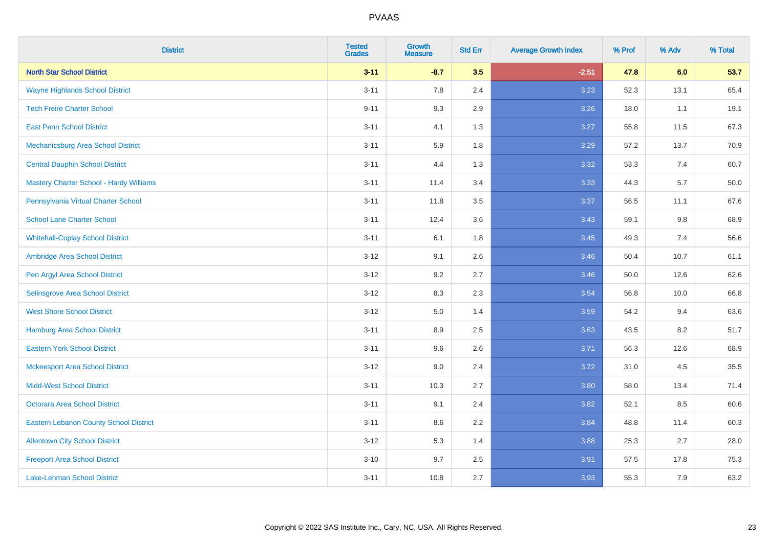| District | Tested Grades | Growth Measure | Std Err | Average Growth Index | % Prof | % Adv | % Total |
|---|---|---|---|---|---|---|---|
| **North Star School District** | **3-11** | **-8.7** | **3.5** | **-2.51** | **47.8** | **6.0** | **53.7** |
| Wayne Highlands School District | 3-11 | 7.8 | 2.4 | 3.23 | 52.3 | 13.1 | 65.4 |
| Tech Freire Charter School | 9-11 | 9.3 | 2.9 | 3.26 | 18.0 | 1.1 | 19.1 |
| East Penn School District | 3-11 | 4.1 | 1.3 | 3.27 | 55.8 | 11.5 | 67.3 |
| Mechanicsburg Area School District | 3-11 | 5.9 | 1.8 | 3.29 | 57.2 | 13.7 | 70.9 |
| Central Dauphin School District | 3-11 | 4.4 | 1.3 | 3.32 | 53.3 | 7.4 | 60.7 |
| Mastery Charter School - Hardy Williams | 3-11 | 11.4 | 3.4 | 3.33 | 44.3 | 5.7 | 50.0 |
| Pennsylvania Virtual Charter School | 3-11 | 11.8 | 3.5 | 3.37 | 56.5 | 11.1 | 67.6 |
| School Lane Charter School | 3-11 | 12.4 | 3.6 | 3.43 | 59.1 | 9.8 | 68.9 |
| Whitehall-Coplay School District | 3-11 | 6.1 | 1.8 | 3.45 | 49.3 | 7.4 | 56.6 |
| Ambridge Area School District | 3-12 | 9.1 | 2.6 | 3.46 | 50.4 | 10.7 | 61.1 |
| Pen Argyl Area School District | 3-12 | 9.2 | 2.7 | 3.46 | 50.0 | 12.6 | 62.6 |
| Selinsgrove Area School District | 3-12 | 8.3 | 2.3 | 3.54 | 56.8 | 10.0 | 66.8 |
| West Shore School District | 3-12 | 5.0 | 1.4 | 3.59 | 54.2 | 9.4 | 63.6 |
| Hamburg Area School District | 3-11 | 8.9 | 2.5 | 3.63 | 43.5 | 8.2 | 51.7 |
| Eastern York School District | 3-11 | 9.6 | 2.6 | 3.71 | 56.3 | 12.6 | 68.9 |
| Mckeesport Area School District | 3-12 | 9.0 | 2.4 | 3.72 | 31.0 | 4.5 | 35.5 |
| Midd-West School District | 3-11 | 10.3 | 2.7 | 3.80 | 58.0 | 13.4 | 71.4 |
| Octorara Area School District | 3-11 | 9.1 | 2.4 | 3.82 | 52.1 | 8.5 | 60.6 |
| Eastern Lebanon County School District | 3-11 | 8.6 | 2.2 | 3.84 | 48.8 | 11.4 | 60.3 |
| Allentown City School District | 3-12 | 5.3 | 1.4 | 3.88 | 25.3 | 2.7 | 28.0 |
| Freeport Area School District | 3-10 | 9.7 | 2.5 | 3.91 | 57.5 | 17.8 | 75.3 |
| Lake-Lehman School District | 3-11 | 10.8 | 2.7 | 3.93 | 55.3 | 7.9 | 63.2 |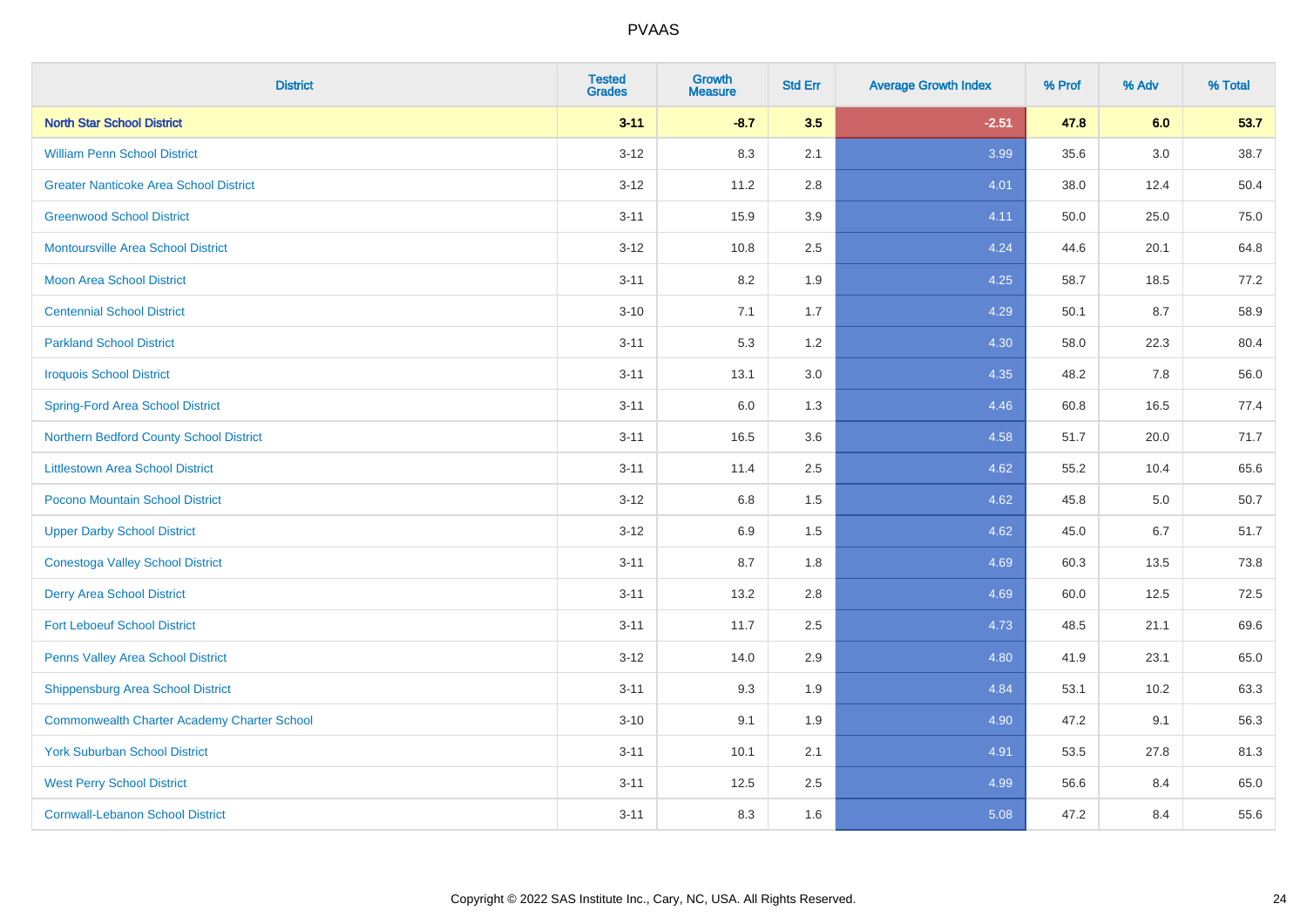# PVAAS

| District | Tested Grades | Growth Measure | Std Err | Average Growth Index | % Prof | % Adv | % Total |
|---|---|---|---|---|---|---|---|
| **North Star School District** | **3-11** | **-8.7** | **3.5** | **-2.51** | **47.8** | **6.0** | **53.7** |
| William Penn School District | 3-12 | 8.3 | 2.1 | 3.99 | 35.6 | 3.0 | 38.7 |
| Greater Nanticoke Area School District | 3-12 | 11.2 | 2.8 | 4.01 | 38.0 | 12.4 | 50.4 |
| Greenwood School District | 3-11 | 15.9 | 3.9 | 4.11 | 50.0 | 25.0 | 75.0 |
| Montoursville Area School District | 3-12 | 10.8 | 2.5 | 4.24 | 44.6 | 20.1 | 64.8 |
| Moon Area School District | 3-11 | 8.2 | 1.9 | 4.25 | 58.7 | 18.5 | 77.2 |
| Centennial School District | 3-10 | 7.1 | 1.7 | 4.29 | 50.1 | 8.7 | 58.9 |
| Parkland School District | 3-11 | 5.3 | 1.2 | 4.30 | 58.0 | 22.3 | 80.4 |
| Iroquois School District | 3-11 | 13.1 | 3.0 | 4.35 | 48.2 | 7.8 | 56.0 |
| Spring-Ford Area School District | 3-11 | 6.0 | 1.3 | 4.46 | 60.8 | 16.5 | 77.4 |
| Northern Bedford County School District | 3-11 | 16.5 | 3.6 | 4.58 | 51.7 | 20.0 | 71.7 |
| Littlestown Area School District | 3-11 | 11.4 | 2.5 | 4.62 | 55.2 | 10.4 | 65.6 |
| Pocono Mountain School District | 3-12 | 6.8 | 1.5 | 4.62 | 45.8 | 5.0 | 50.7 |
| Upper Darby School District | 3-12 | 6.9 | 1.5 | 4.62 | 45.0 | 6.7 | 51.7 |
| Conestoga Valley School District | 3-11 | 8.7 | 1.8 | 4.69 | 60.3 | 13.5 | 73.8 |
| Derry Area School District | 3-11 | 13.2 | 2.8 | 4.69 | 60.0 | 12.5 | 72.5 |
| Fort Leboeuf School District | 3-11 | 11.7 | 2.5 | 4.73 | 48.5 | 21.1 | 69.6 |
| Penns Valley Area School District | 3-12 | 14.0 | 2.9 | 4.80 | 41.9 | 23.1 | 65.0 |
| Shippensburg Area School District | 3-11 | 9.3 | 1.9 | 4.84 | 53.1 | 10.2 | 63.3 |
| Commonwealth Charter Academy Charter School | 3-10 | 9.1 | 1.9 | 4.90 | 47.2 | 9.1 | 56.3 |
| York Suburban School District | 3-11 | 10.1 | 2.1 | 4.91 | 53.5 | 27.8 | 81.3 |
| West Perry School District | 3-11 | 12.5 | 2.5 | 4.99 | 56.6 | 8.4 | 65.0 |
| Cornwall-Lebanon School District | 3-11 | 8.3 | 1.6 | 5.08 | 47.2 | 8.4 | 55.6 |

Copyright © 2022 SAS Institute Inc., Cary, NC, USA. All Rights Reserved.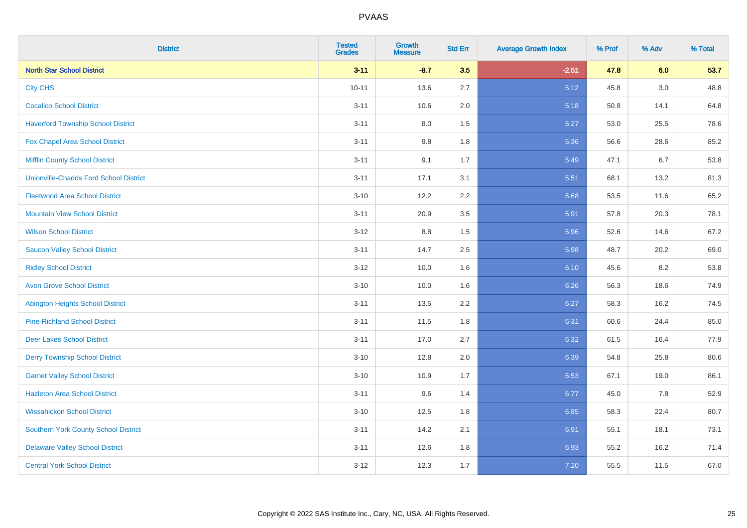PVAAS

| District | Tested Grades | Growth Measure | Std Err | Average Growth Index | % Prof | % Adv | % Total |
|---|---|---|---|---|---|---|---|
| **North Star School District** | **3-11** | **-8.7** | **3.5** | **-2.51** | **47.8** | **6.0** | **53.7** |
| City CHS | 10-11 | 13.6 | 2.7 | 5.12 | 45.8 | 3.0 | 48.8 |
| Cocalico School District | 3-11 | 10.6 | 2.0 | 5.18 | 50.8 | 14.1 | 64.8 |
| Haverford Township School District | 3-11 | 8.0 | 1.5 | 5.27 | 53.0 | 25.5 | 78.6 |
| Fox Chapel Area School District | 3-11 | 9.8 | 1.8 | 5.36 | 56.6 | 28.6 | 85.2 |
| Mifflin County School District | 3-11 | 9.1 | 1.7 | 5.49 | 47.1 | 6.7 | 53.8 |
| Unionville-Chadds Ford School District | 3-11 | 17.1 | 3.1 | 5.51 | 68.1 | 13.2 | 81.3 |
| Fleetwood Area School District | 3-10 | 12.2 | 2.2 | 5.68 | 53.5 | 11.6 | 65.2 |
| Mountain View School District | 3-11 | 20.9 | 3.5 | 5.91 | 57.8 | 20.3 | 78.1 |
| Wilson School District | 3-12 | 8.8 | 1.5 | 5.96 | 52.6 | 14.6 | 67.2 |
| Saucon Valley School District | 3-11 | 14.7 | 2.5 | 5.98 | 48.7 | 20.2 | 69.0 |
| Ridley School District | 3-12 | 10.0 | 1.6 | 6.10 | 45.6 | 8.2 | 53.8 |
| Avon Grove School District | 3-10 | 10.0 | 1.6 | 6.26 | 56.3 | 18.6 | 74.9 |
| Abington Heights School District | 3-11 | 13.5 | 2.2 | 6.27 | 58.3 | 16.2 | 74.5 |
| Pine-Richland School District | 3-11 | 11.5 | 1.8 | 6.31 | 60.6 | 24.4 | 85.0 |
| Deer Lakes School District | 3-11 | 17.0 | 2.7 | 6.32 | 61.5 | 16.4 | 77.9 |
| Derry Township School District | 3-10 | 12.8 | 2.0 | 6.39 | 54.8 | 25.8 | 80.6 |
| Garnet Valley School District | 3-10 | 10.9 | 1.7 | 6.53 | 67.1 | 19.0 | 86.1 |
| Hazleton Area School District | 3-11 | 9.6 | 1.4 | 6.77 | 45.0 | 7.8 | 52.9 |
| Wissahickon School District | 3-10 | 12.5 | 1.8 | 6.85 | 58.3 | 22.4 | 80.7 |
| Southern York County School District | 3-11 | 14.2 | 2.1 | 6.91 | 55.1 | 18.1 | 73.1 |
| Delaware Valley School District | 3-11 | 12.6 | 1.8 | 6.93 | 55.2 | 16.2 | 71.4 |
| Central York School District | 3-12 | 12.3 | 1.7 | 7.20 | 55.5 | 11.5 | 67.0 |

Copyright © 2022 SAS Institute Inc., Cary, NC, USA. All Rights Reserved.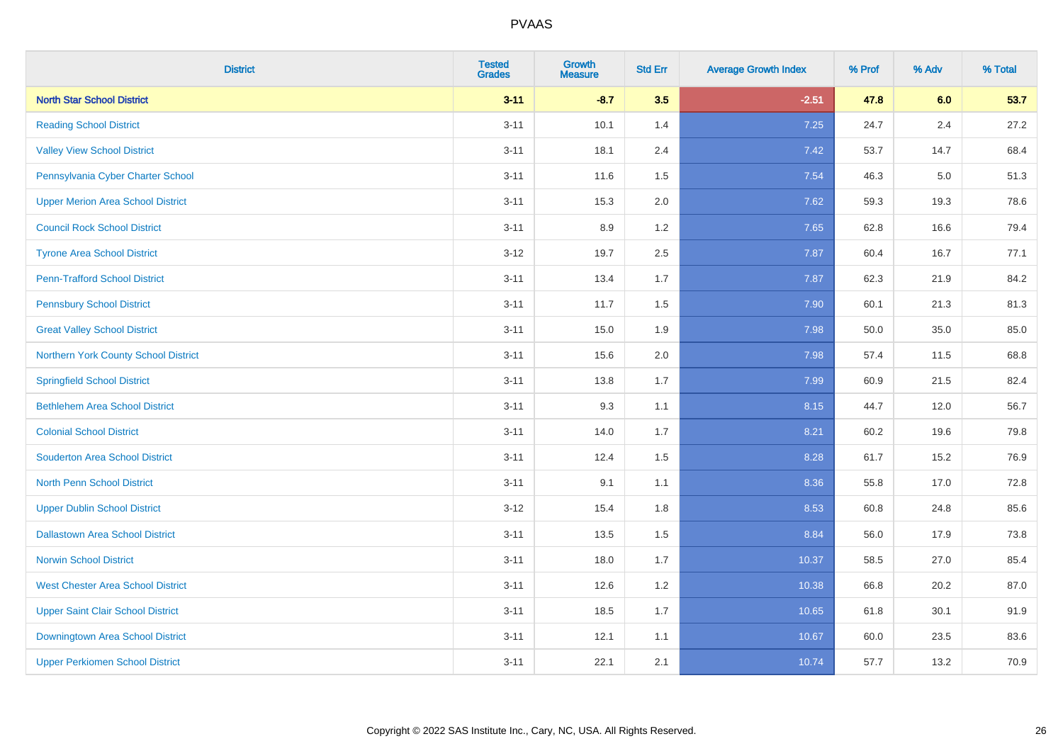# PVAAS

| District | Tested Grades | Growth Measure | Std Err | Average Growth Index | % Prof | % Adv | % Total |
|---|---|---|---|---|---|---|---|
| **North Star School District** | **3-11** | **-8.7** | **3.5** | **-2.51** | **47.8** | **6.0** | **53.7** |
| Reading School District | 3-11 | 10.1 | 1.4 | 7.25 | 24.7 | 2.4 | 27.2 |
| Valley View School District | 3-11 | 18.1 | 2.4 | 7.42 | 53.7 | 14.7 | 68.4 |
| Pennsylvania Cyber Charter School | 3-11 | 11.6 | 1.5 | 7.54 | 46.3 | 5.0 | 51.3 |
| Upper Merion Area School District | 3-11 | 15.3 | 2.0 | 7.62 | 59.3 | 19.3 | 78.6 |
| Council Rock School District | 3-11 | 8.9 | 1.2 | 7.65 | 62.8 | 16.6 | 79.4 |
| Tyrone Area School District | 3-12 | 19.7 | 2.5 | 7.87 | 60.4 | 16.7 | 77.1 |
| Penn-Trafford School District | 3-11 | 13.4 | 1.7 | 7.87 | 62.3 | 21.9 | 84.2 |
| Pennsbury School District | 3-11 | 11.7 | 1.5 | 7.90 | 60.1 | 21.3 | 81.3 |
| Great Valley School District | 3-11 | 15.0 | 1.9 | 7.98 | 50.0 | 35.0 | 85.0 |
| Northern York County School District | 3-11 | 15.6 | 2.0 | 7.98 | 57.4 | 11.5 | 68.8 |
| Springfield School District | 3-11 | 13.8 | 1.7 | 7.99 | 60.9 | 21.5 | 82.4 |
| Bethlehem Area School District | 3-11 | 9.3 | 1.1 | 8.15 | 44.7 | 12.0 | 56.7 |
| Colonial School District | 3-11 | 14.0 | 1.7 | 8.21 | 60.2 | 19.6 | 79.8 |
| Souderton Area School District | 3-11 | 12.4 | 1.5 | 8.28 | 61.7 | 15.2 | 76.9 |
| North Penn School District | 3-11 | 9.1 | 1.1 | 8.36 | 55.8 | 17.0 | 72.8 |
| Upper Dublin School District | 3-12 | 15.4 | 1.8 | 8.53 | 60.8 | 24.8 | 85.6 |
| Dallastown Area School District | 3-11 | 13.5 | 1.5 | 8.84 | 56.0 | 17.9 | 73.8 |
| Norwin School District | 3-11 | 18.0 | 1.7 | 10.37 | 58.5 | 27.0 | 85.4 |
| West Chester Area School District | 3-11 | 12.6 | 1.2 | 10.38 | 66.8 | 20.2 | 87.0 |
| Upper Saint Clair School District | 3-11 | 18.5 | 1.7 | 10.65 | 61.8 | 30.1 | 91.9 |
| Downingtown Area School District | 3-11 | 12.1 | 1.1 | 10.67 | 60.0 | 23.5 | 83.6 |
| Upper Perkiomen School District | 3-11 | 22.1 | 2.1 | 10.74 | 57.7 | 13.2 | 70.9 |

Copyright © 2022 SAS Institute Inc., Cary, NC, USA. All Rights Reserved.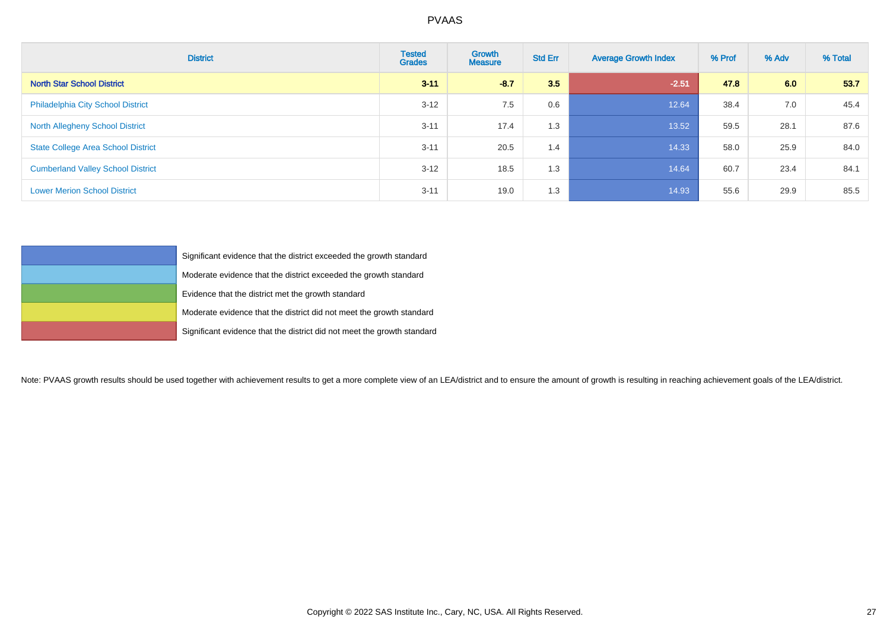# PVAAS

| District | Tested Grades | Growth Measure | Std Err | Average Growth Index | % Prof | % Adv | % Total |
|---|---|---|---|---|---|---|---|
| **North Star School District** | **3-11** | **-8.7** | **3.5** | **-2.51** | **47.8** | **6.0** | **53.7** |
| Philadelphia City School District | 3-12 | 7.5 | 0.6 | 12.64 | 38.4 | 7.0 | 45.4 |
| North Allegheny School District | 3-11 | 17.4 | 1.3 | 13.52 | 59.5 | 28.1 | 87.6 |
| State College Area School District | 3-11 | 20.5 | 1.4 | 14.33 | 58.0 | 25.9 | 84.0 |
| Cumberland Valley School District | 3-12 | 18.5 | 1.3 | 14.64 | 60.7 | 23.4 | 84.1 |
| Lower Merion School District | 3-11 | 19.0 | 1.3 | 14.93 | 55.6 | 29.9 | 85.5 |

Significant evidence that the district exceeded the growth standard

Moderate evidence that the district exceeded the growth standard

Evidence that the district met the growth standard

Moderate evidence that the district did not meet the growth standard

Significant evidence that the district did not meet the growth standard

Note: PVAAS growth results should be used together with achievement results to get a more complete view of an LEA/district and to ensure the amount of growth is resulting in reaching achievement goals of the LEA/district.

Copyright © 2022 SAS Institute Inc., Cary, NC, USA. All Rights Reserved.